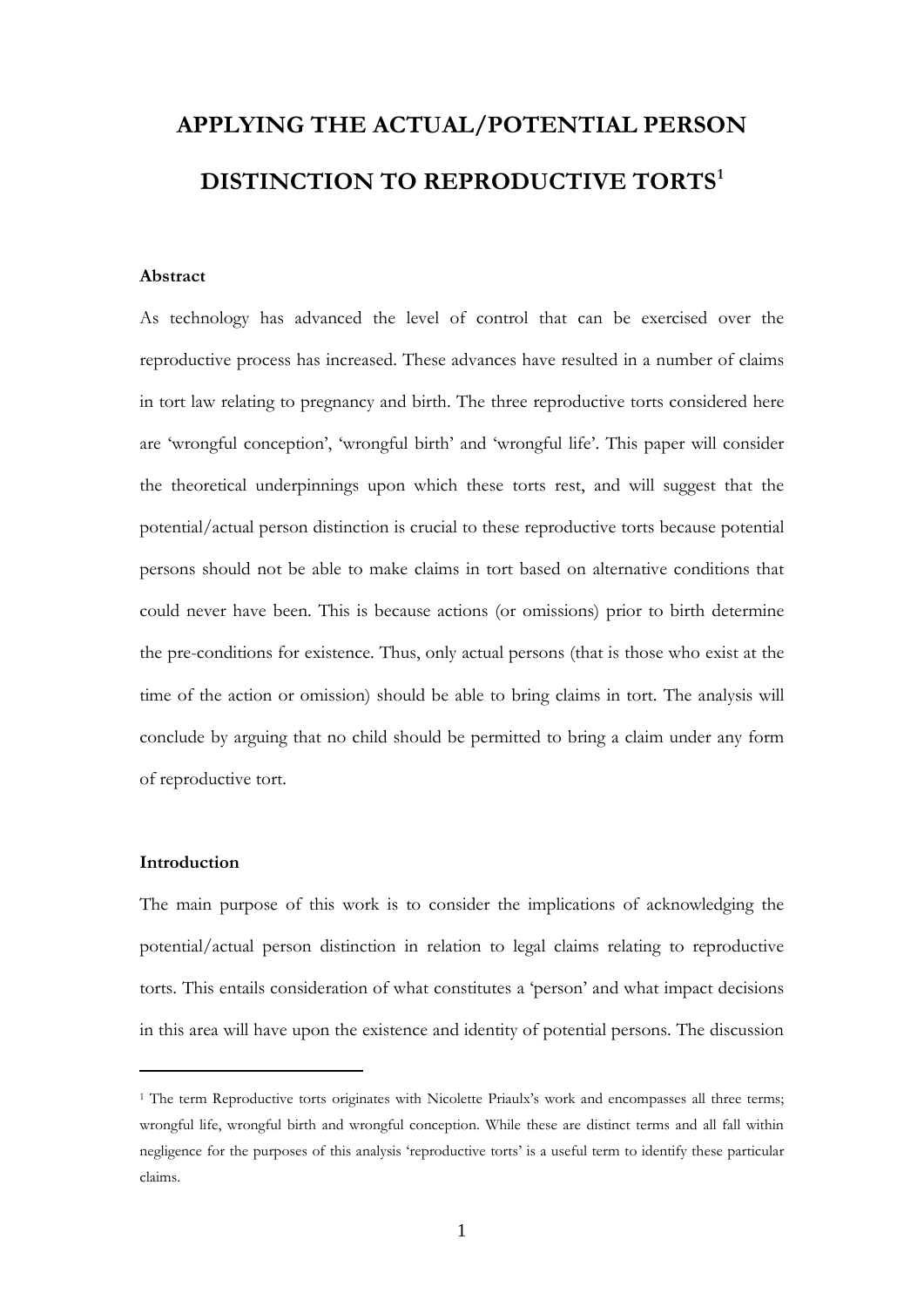# APPLYING THE ACTUAL/POTENTIAL PERSON DISTINCTION TO REPRODUCTIVE TORTS[1]

### Abstract

As technology has advanced the level of control that can be exercised over the reproductive process has increased. These advances have resulted in a number of claims in tort law relating to pregnancy and birth. The three reproductive torts considered here are 'wrongful conception', 'wrongful birth' and 'wrongful life'. This paper will consider the theoretical underpinnings upon which these torts rest, and will suggest that the potential/actual person distinction is crucial to these reproductive torts because potential persons should not be able to make claims in tort based on alternative conditions that could never have been. This is because actions (or omissions) prior to birth determine the pre-conditions for existence. Thus, only actual persons (that is those who exist at the time of the action or omission) should be able to bring claims in tort. The analysis will conclude by arguing that no child should be permitted to bring a claim under any form of reproductive tort.

### Introduction

The main purpose of this work is to consider the implications of acknowledging the potential/actual person distinction in relation to legal claims relating to reproductive torts. This entails consideration of what constitutes a 'person' and what impact decisions in this area will have upon the existence and identity of potential persons. The discussion

---

[1] The term Reproductive torts originates with Nicolette Priaulx's work and encompasses all three terms; wrongful life, wrongful birth and wrongful conception. While these are distinct terms and all fall within negligence for the purposes of this analysis 'reproductive torts' is a useful term to identify these particular claims.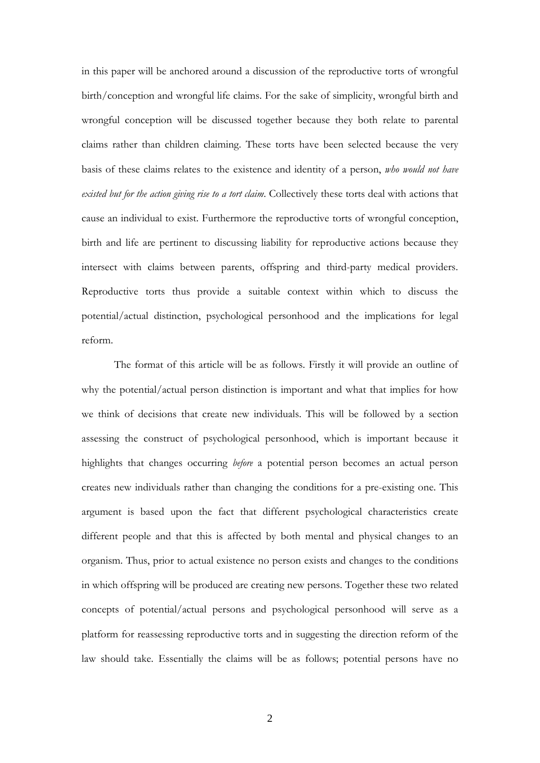in this paper will be anchored around a discussion of the reproductive torts of wrongful birth/conception and wrongful life claims. For the sake of simplicity, wrongful birth and wrongful conception will be discussed together because they both relate to parental claims rather than children claiming. These torts have been selected because the very basis of these claims relates to the existence and identity of a person, *who would not have existed but for the action giving rise to a tort claim*. Collectively these torts deal with actions that cause an individual to exist. Furthermore the reproductive torts of wrongful conception, birth and life are pertinent to discussing liability for reproductive actions because they intersect with claims between parents, offspring and third-party medical providers. Reproductive torts thus provide a suitable context within which to discuss the potential/actual distinction, psychological personhood and the implications for legal reform.

The format of this article will be as follows. Firstly it will provide an outline of why the potential/actual person distinction is important and what that implies for how we think of decisions that create new individuals. This will be followed by a section assessing the construct of psychological personhood, which is important because it highlights that changes occurring *before* a potential person becomes an actual person creates new individuals rather than changing the conditions for a pre-existing one. This argument is based upon the fact that different psychological characteristics create different people and that this is affected by both mental and physical changes to an organism. Thus, prior to actual existence no person exists and changes to the conditions in which offspring will be produced are creating new persons. Together these two related concepts of potential/actual persons and psychological personhood will serve as a platform for reassessing reproductive torts and in suggesting the direction reform of the law should take. Essentially the claims will be as follows; potential persons have no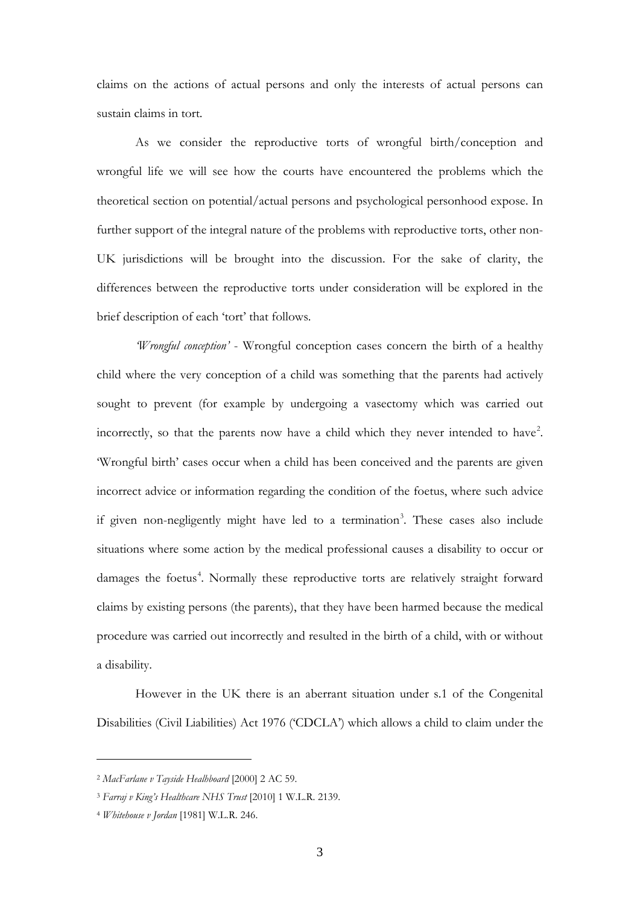claims on the actions of actual persons and only the interests of actual persons can sustain claims in tort.

As we consider the reproductive torts of wrongful birth/conception and wrongful life we will see how the courts have encountered the problems which the theoretical section on potential/actual persons and psychological personhood expose. In further support of the integral nature of the problems with reproductive torts, other non-UK jurisdictions will be brought into the discussion. For the sake of clarity, the differences between the reproductive torts under consideration will be explored in the brief description of each 'tort' that follows.

*'Wrongful conception'* - Wrongful conception cases concern the birth of a healthy child where the very conception of a child was something that the parents had actively sought to prevent (for example by undergoing a vasectomy which was carried out incorrectly, so that the parents now have a child which they never intended to have[2]. 'Wrongful birth' cases occur when a child has been conceived and the parents are given incorrect advice or information regarding the condition of the foetus, where such advice if given non-negligently might have led to a termination[3]. These cases also include situations where some action by the medical professional causes a disability to occur or damages the foetus[4]. Normally these reproductive torts are relatively straight forward claims by existing persons (the parents), that they have been harmed because the medical procedure was carried out incorrectly and resulted in the birth of a child, with or without a disability.

However in the UK there is an aberrant situation under s.1 of the Congenital Disabilities (Civil Liabilities) Act 1976 ('CDCLA') which allows a child to claim under the

---

[2] *MacFarlane v Tayside Healhboard* [2000] 2 AC 59.

[3] *Farraj v King's Healthcare NHS Trust* [2010] 1 W.L.R. 2139.

[4] *Whitehouse v Jordan* [1981] W.L.R. 246.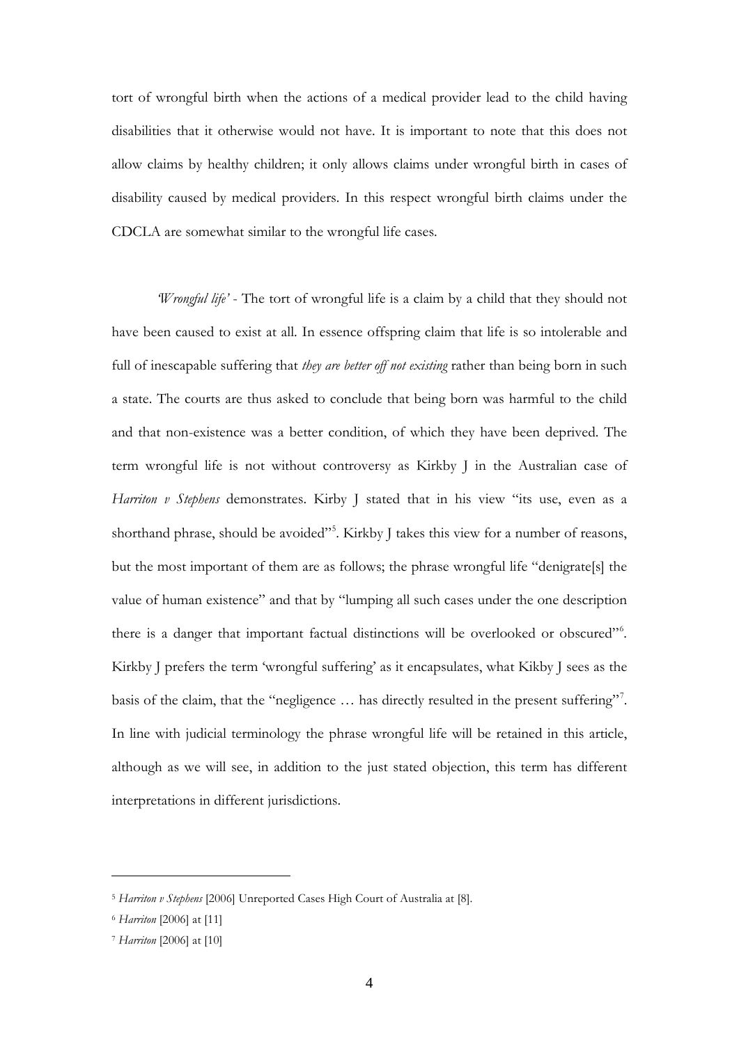tort of wrongful birth when the actions of a medical provider lead to the child having disabilities that it otherwise would not have. It is important to note that this does not allow claims by healthy children; it only allows claims under wrongful birth in cases of disability caused by medical providers. In this respect wrongful birth claims under the CDCLA are somewhat similar to the wrongful life cases.

*'Wrongful life'* - The tort of wrongful life is a claim by a child that they should not have been caused to exist at all. In essence offspring claim that life is so intolerable and full of inescapable suffering that *they are better off not existing* rather than being born in such a state. The courts are thus asked to conclude that being born was harmful to the child and that non-existence was a better condition, of which they have been deprived. The term wrongful life is not without controversy as Kirkby J in the Australian case of *Harriton v Stephens* demonstrates. Kirby J stated that in his view "its use, even as a shorthand phrase, should be avoided"[5]. Kirkby J takes this view for a number of reasons, but the most important of them are as follows; the phrase wrongful life "denigrate[s] the value of human existence" and that by "lumping all such cases under the one description there is a danger that important factual distinctions will be overlooked or obscured"[6]. Kirkby J prefers the term 'wrongful suffering' as it encapsulates, what Kikby J sees as the basis of the claim, that the "negligence … has directly resulted in the present suffering"[7]. In line with judicial terminology the phrase wrongful life will be retained in this article, although as we will see, in addition to the just stated objection, this term has different interpretations in different jurisdictions.

---

[5] *Harriton v Stephens* [2006] Unreported Cases High Court of Australia at [8].

[6] *Harriton* [2006] at [11]

[7] *Harriton* [2006] at [10]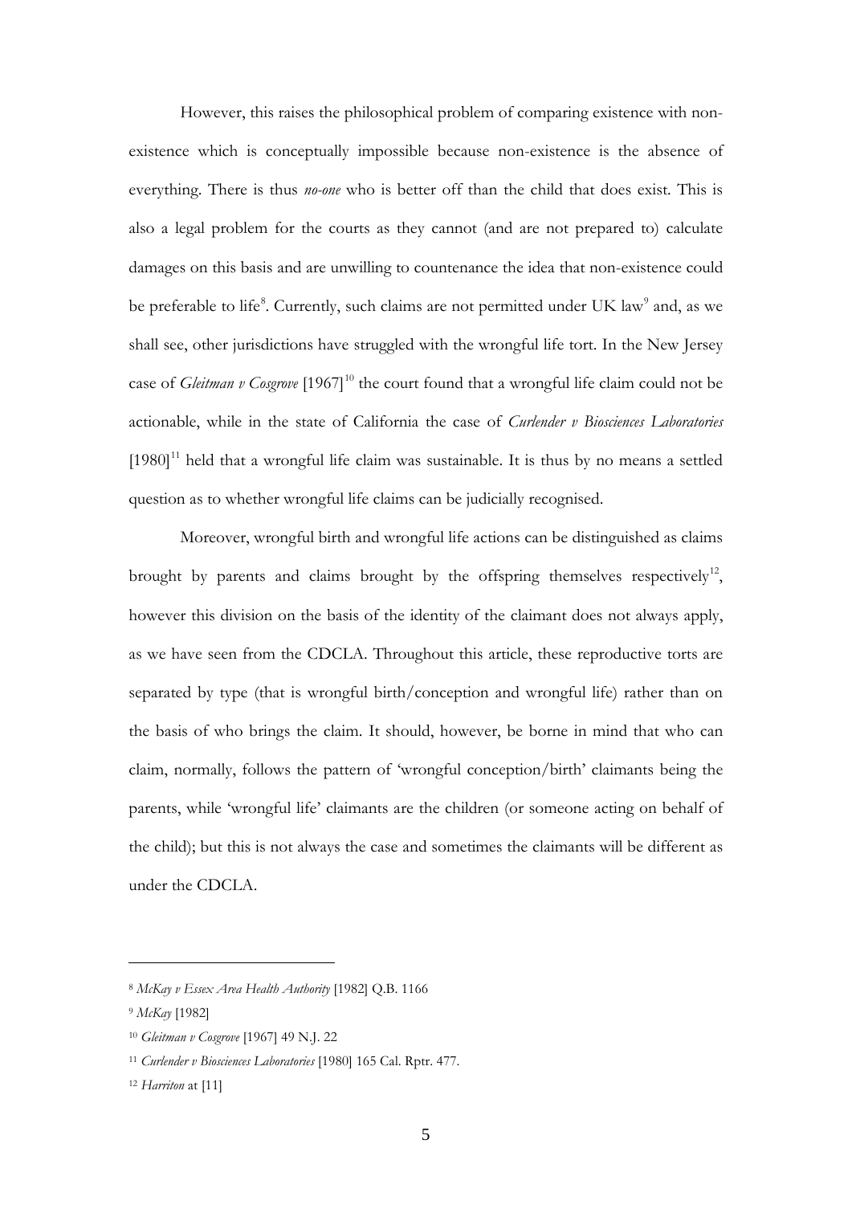However, this raises the philosophical problem of comparing existence with non-existence which is conceptually impossible because non-existence is the absence of everything. There is thus *no-one* who is better off than the child that does exist. This is also a legal problem for the courts as they cannot (and are not prepared to) calculate damages on this basis and are unwilling to countenance the idea that non-existence could be preferable to life[8]. Currently, such claims are not permitted under UK law[9] and, as we shall see, other jurisdictions have struggled with the wrongful life tort. In the New Jersey case of *Gleitman v Cosgrove* [1967][10] the court found that a wrongful life claim could not be actionable, while in the state of California the case of *Curlender v Biosciences Laboratories* [1980][11] held that a wrongful life claim was sustainable. It is thus by no means a settled question as to whether wrongful life claims can be judicially recognised.

Moreover, wrongful birth and wrongful life actions can be distinguished as claims brought by parents and claims brought by the offspring themselves respectively[12], however this division on the basis of the identity of the claimant does not always apply, as we have seen from the CDCLA. Throughout this article, these reproductive torts are separated by type (that is wrongful birth/conception and wrongful life) rather than on the basis of who brings the claim. It should, however, be borne in mind that who can claim, normally, follows the pattern of 'wrongful conception/birth' claimants being the parents, while 'wrongful life' claimants are the children (or someone acting on behalf of the child); but this is not always the case and sometimes the claimants will be different as under the CDCLA.

---

[8] *McKay v Essex Area Health Authority* [1982] Q.B. 1166

[9] *McKay* [1982]

[10] *Gleitman v Cosgrove* [1967] 49 N.J. 22

[11] *Curlender v Biosciences Laboratories* [1980] 165 Cal. Rptr. 477.

[12] *Harriton* at [11]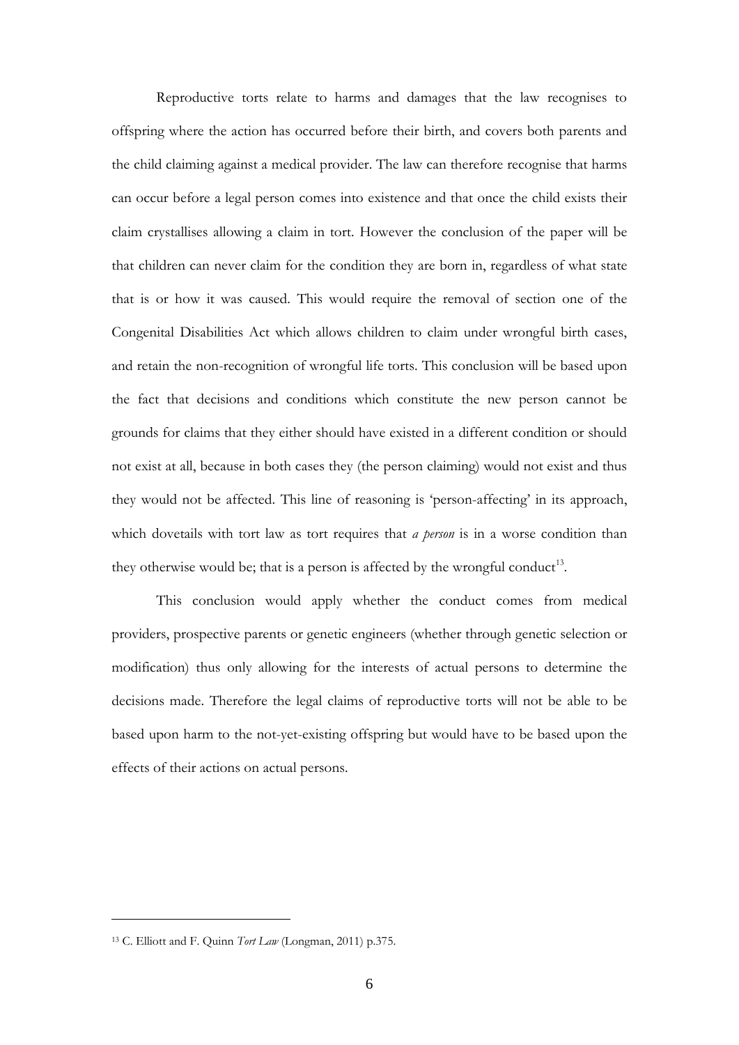Reproductive torts relate to harms and damages that the law recognises to offspring where the action has occurred before their birth, and covers both parents and the child claiming against a medical provider. The law can therefore recognise that harms can occur before a legal person comes into existence and that once the child exists their claim crystallises allowing a claim in tort. However the conclusion of the paper will be that children can never claim for the condition they are born in, regardless of what state that is or how it was caused. This would require the removal of section one of the Congenital Disabilities Act which allows children to claim under wrongful birth cases, and retain the non-recognition of wrongful life torts. This conclusion will be based upon the fact that decisions and conditions which constitute the new person cannot be grounds for claims that they either should have existed in a different condition or should not exist at all, because in both cases they (the person claiming) would not exist and thus they would not be affected. This line of reasoning is 'person-affecting' in its approach, which dovetails with tort law as tort requires that *a person* is in a worse condition than they otherwise would be; that is a person is affected by the wrongful conduct[13].

This conclusion would apply whether the conduct comes from medical providers, prospective parents or genetic engineers (whether through genetic selection or modification) thus only allowing for the interests of actual persons to determine the decisions made. Therefore the legal claims of reproductive torts will not be able to be based upon harm to the not-yet-existing offspring but would have to be based upon the effects of their actions on actual persons.

---

[13] C. Elliott and F. Quinn *Tort Law* (Longman, 2011) p.375.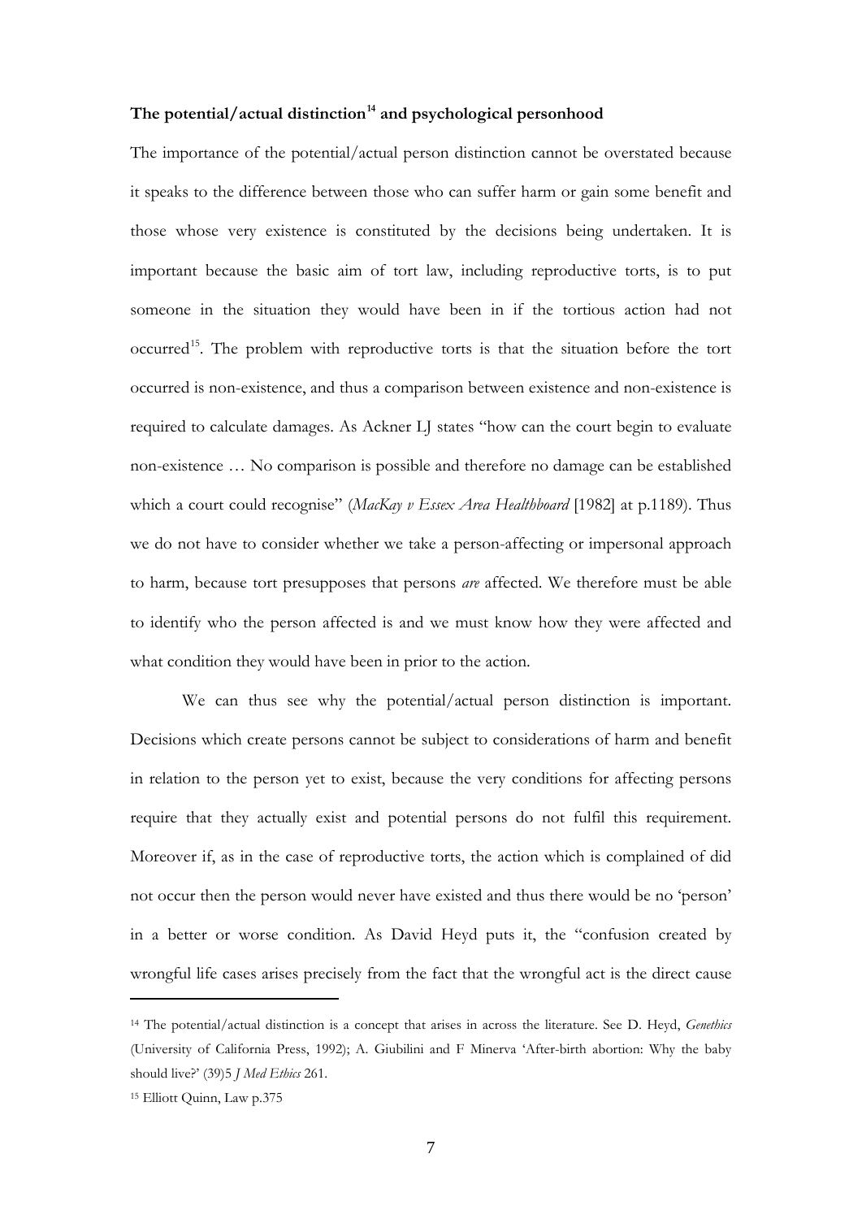### The potential/actual distinction[14] and psychological personhood

The importance of the potential/actual person distinction cannot be overstated because it speaks to the difference between those who can suffer harm or gain some benefit and those whose very existence is constituted by the decisions being undertaken. It is important because the basic aim of tort law, including reproductive torts, is to put someone in the situation they would have been in if the tortious action had not occurred[15]. The problem with reproductive torts is that the situation before the tort occurred is non-existence, and thus a comparison between existence and non-existence is required to calculate damages. As Ackner LJ states "how can the court begin to evaluate non-existence … No comparison is possible and therefore no damage can be established which a court could recognise" (*MacKay v Essex Area Healthboard* [1982] at p.1189). Thus we do not have to consider whether we take a person-affecting or impersonal approach to harm, because tort presupposes that persons *are* affected. We therefore must be able to identify who the person affected is and we must know how they were affected and what condition they would have been in prior to the action.

We can thus see why the potential/actual person distinction is important. Decisions which create persons cannot be subject to considerations of harm and benefit in relation to the person yet to exist, because the very conditions for affecting persons require that they actually exist and potential persons do not fulfil this requirement. Moreover if, as in the case of reproductive torts, the action which is complained of did not occur then the person would never have existed and thus there would be no 'person' in a better or worse condition. As David Heyd puts it, the "confusion created by wrongful life cases arises precisely from the fact that the wrongful act is the direct cause

---

[14] The potential/actual distinction is a concept that arises in across the literature. See D. Heyd, *Genethics* (University of California Press, 1992); A. Giubilini and F Minerva 'After-birth abortion: Why the baby should live?' (39)5 *J Med Ethics* 261.

[15] Elliott Quinn, Law p.375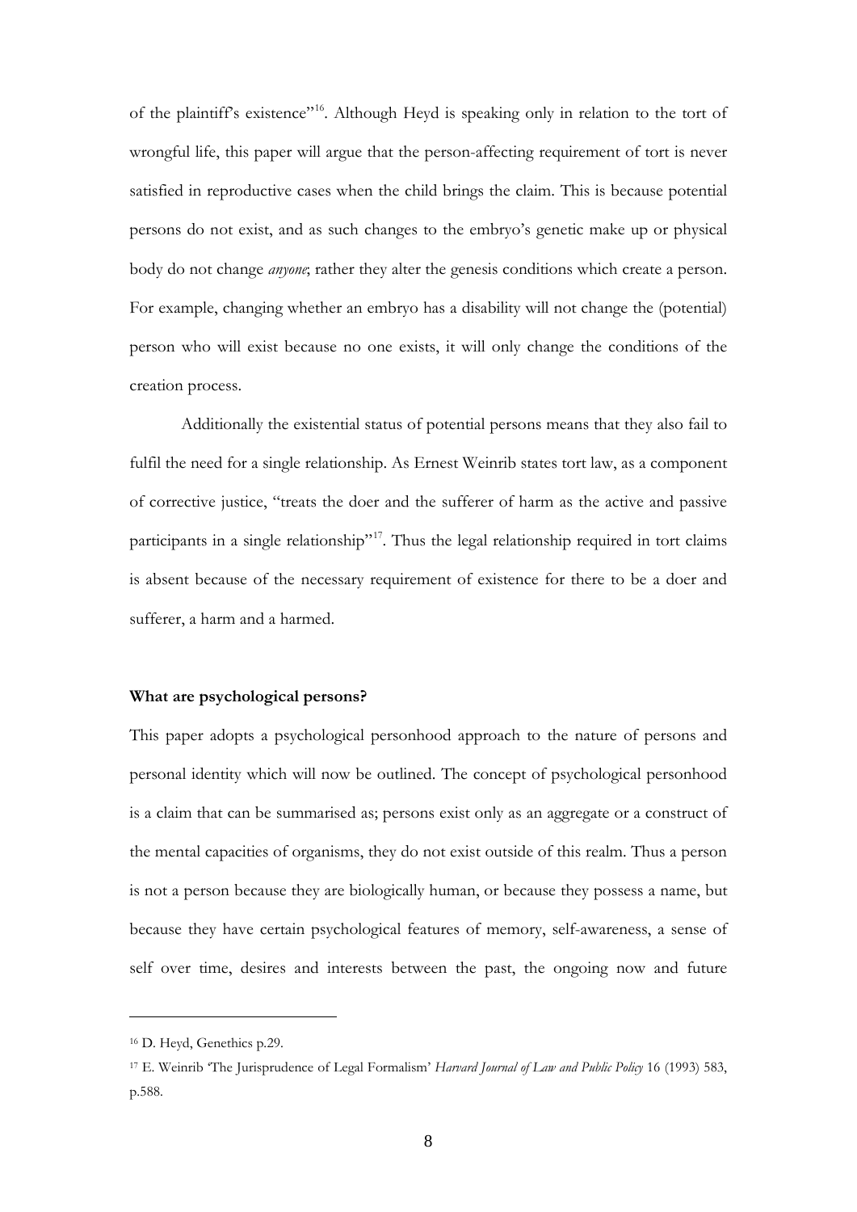of the plaintiff's existence"[16]. Although Heyd is speaking only in relation to the tort of wrongful life, this paper will argue that the person-affecting requirement of tort is never satisfied in reproductive cases when the child brings the claim. This is because potential persons do not exist, and as such changes to the embryo's genetic make up or physical body do not change *anyone*; rather they alter the genesis conditions which create a person. For example, changing whether an embryo has a disability will not change the (potential) person who will exist because no one exists, it will only change the conditions of the creation process.

Additionally the existential status of potential persons means that they also fail to fulfil the need for a single relationship. As Ernest Weinrib states tort law, as a component of corrective justice, "treats the doer and the sufferer of harm as the active and passive participants in a single relationship"[17]. Thus the legal relationship required in tort claims is absent because of the necessary requirement of existence for there to be a doer and sufferer, a harm and a harmed.

**What are psychological persons?**

This paper adopts a psychological personhood approach to the nature of persons and personal identity which will now be outlined. The concept of psychological personhood is a claim that can be summarised as; persons exist only as an aggregate or a construct of the mental capacities of organisms, they do not exist outside of this realm. Thus a person is not a person because they are biologically human, or because they possess a name, but because they have certain psychological features of memory, self-awareness, a sense of self over time, desires and interests between the past, the ongoing now and future

---

[16] D. Heyd, Genethics p.29.

[17] E. Weinrib 'The Jurisprudence of Legal Formalism' *Harvard Journal of Law and Public Policy* 16 (1993) 583, p.588.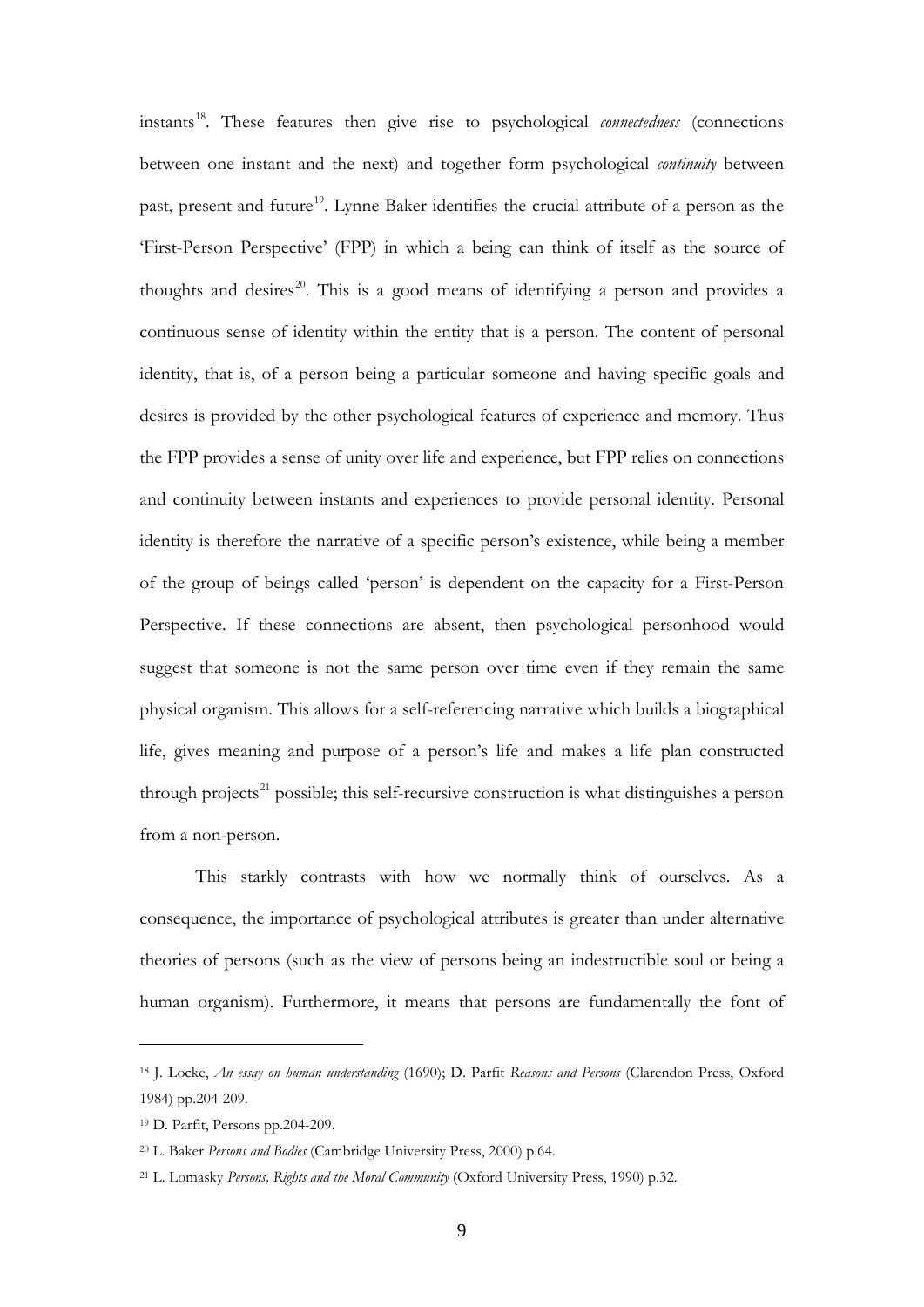instants[18]. These features then give rise to psychological *connectedness* (connections between one instant and the next) and together form psychological *continuity* between past, present and future[19]. Lynne Baker identifies the crucial attribute of a person as the 'First-Person Perspective' (FPP) in which a being can think of itself as the source of thoughts and desires[20]. This is a good means of identifying a person and provides a continuous sense of identity within the entity that is a person. The content of personal identity, that is, of a person being a particular someone and having specific goals and desires is provided by the other psychological features of experience and memory. Thus the FPP provides a sense of unity over life and experience, but FPP relies on connections and continuity between instants and experiences to provide personal identity. Personal identity is therefore the narrative of a specific person's existence, while being a member of the group of beings called 'person' is dependent on the capacity for a First-Person Perspective. If these connections are absent, then psychological personhood would suggest that someone is not the same person over time even if they remain the same physical organism. This allows for a self-referencing narrative which builds a biographical life, gives meaning and purpose of a person's life and makes a life plan constructed through projects[21] possible; this self-recursive construction is what distinguishes a person from a non-person.

This starkly contrasts with how we normally think of ourselves. As a consequence, the importance of psychological attributes is greater than under alternative theories of persons (such as the view of persons being an indestructible soul or being a human organism). Furthermore, it means that persons are fundamentally the font of

---

[18] J. Locke, *An essay on human understanding* (1690); D. Parfit *Reasons and Persons* (Clarendon Press, Oxford 1984) pp.204-209.

[19] D. Parfit, Persons pp.204-209.

[20] L. Baker *Persons and Bodies* (Cambridge University Press, 2000) p.64.

[21] L. Lomasky *Persons, Rights and the Moral Community* (Oxford University Press, 1990) p.32.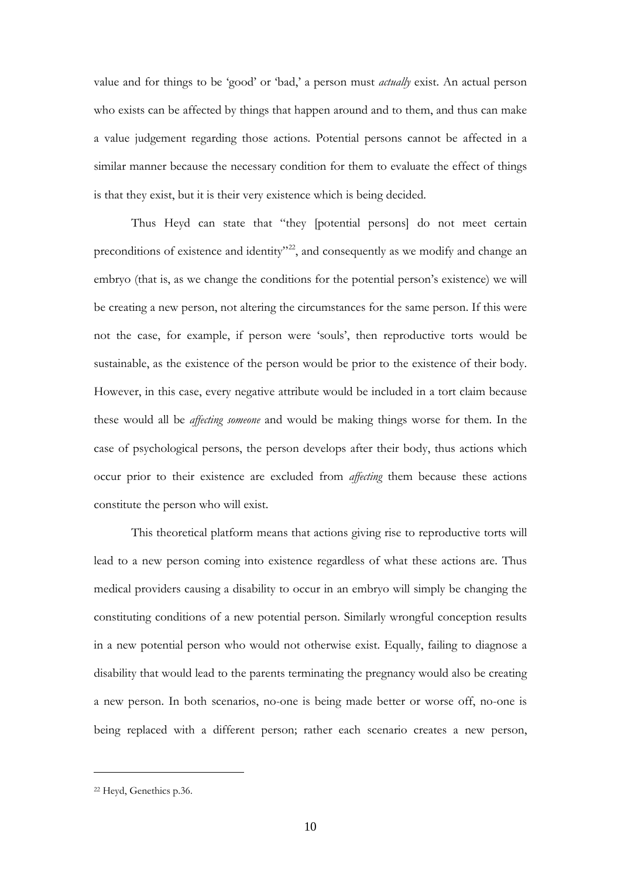value and for things to be 'good' or 'bad,' a person must *actually* exist. An actual person who exists can be affected by things that happen around and to them, and thus can make a value judgement regarding those actions. Potential persons cannot be affected in a similar manner because the necessary condition for them to evaluate the effect of things is that they exist, but it is their very existence which is being decided.

Thus Heyd can state that "they [potential persons] do not meet certain preconditions of existence and identity"[22], and consequently as we modify and change an embryo (that is, as we change the conditions for the potential person's existence) we will be creating a new person, not altering the circumstances for the same person. If this were not the case, for example, if person were 'souls', then reproductive torts would be sustainable, as the existence of the person would be prior to the existence of their body. However, in this case, every negative attribute would be included in a tort claim because these would all be *affecting someone* and would be making things worse for them. In the case of psychological persons, the person develops after their body, thus actions which occur prior to their existence are excluded from *affecting* them because these actions constitute the person who will exist.

This theoretical platform means that actions giving rise to reproductive torts will lead to a new person coming into existence regardless of what these actions are. Thus medical providers causing a disability to occur in an embryo will simply be changing the constituting conditions of a new potential person. Similarly wrongful conception results in a new potential person who would not otherwise exist. Equally, failing to diagnose a disability that would lead to the parents terminating the pregnancy would also be creating a new person. In both scenarios, no-one is being made better or worse off, no-one is being replaced with a different person; rather each scenario creates a new person,

---

[22] Heyd, Genethics p.36.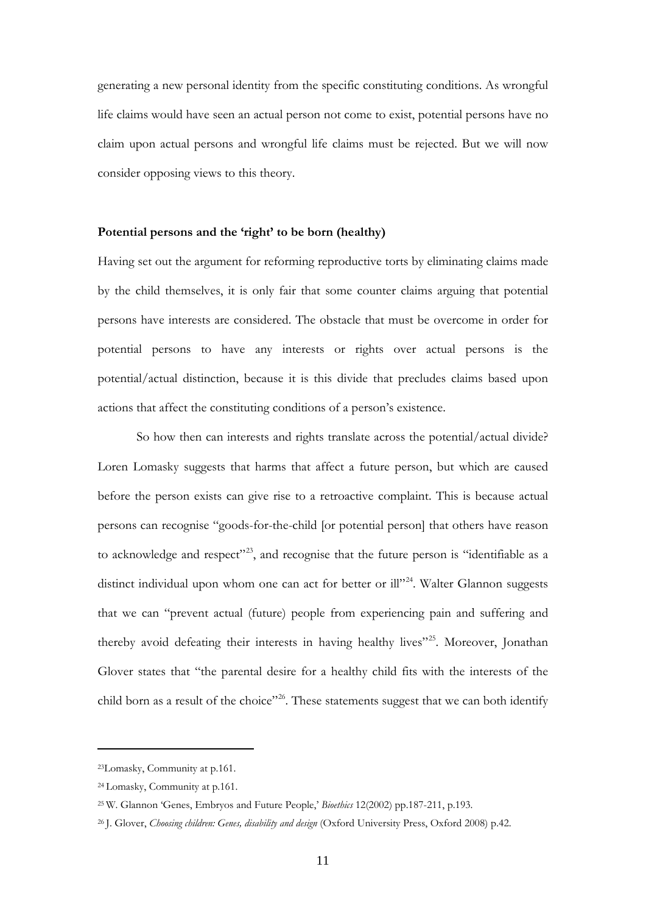generating a new personal identity from the specific constituting conditions. As wrongful life claims would have seen an actual person not come to exist, potential persons have no claim upon actual persons and wrongful life claims must be rejected. But we will now consider opposing views to this theory.

**Potential persons and the 'right' to be born (healthy)**

Having set out the argument for reforming reproductive torts by eliminating claims made by the child themselves, it is only fair that some counter claims arguing that potential persons have interests are considered. The obstacle that must be overcome in order for potential persons to have any interests or rights over actual persons is the potential/actual distinction, because it is this divide that precludes claims based upon actions that affect the constituting conditions of a person's existence.

So how then can interests and rights translate across the potential/actual divide? Loren Lomasky suggests that harms that affect a future person, but which are caused before the person exists can give rise to a retroactive complaint. This is because actual persons can recognise "goods-for-the-child [or potential person] that others have reason to acknowledge and respect"[23], and recognise that the future person is "identifiable as a distinct individual upon whom one can act for better or ill"[24]. Walter Glannon suggests that we can "prevent actual (future) people from experiencing pain and suffering and thereby avoid defeating their interests in having healthy lives"[25]. Moreover, Jonathan Glover states that "the parental desire for a healthy child fits with the interests of the child born as a result of the choice"[26]. These statements suggest that we can both identify

---

[23] Lomasky, Community at p.161.

[24] Lomasky, Community at p.161.

[25] W. Glannon 'Genes, Embryos and Future People,' *Bioethics* 12(2002) pp.187-211, p.193.

[26] J. Glover, *Choosing children: Genes, disability and design* (Oxford University Press, Oxford 2008) p.42.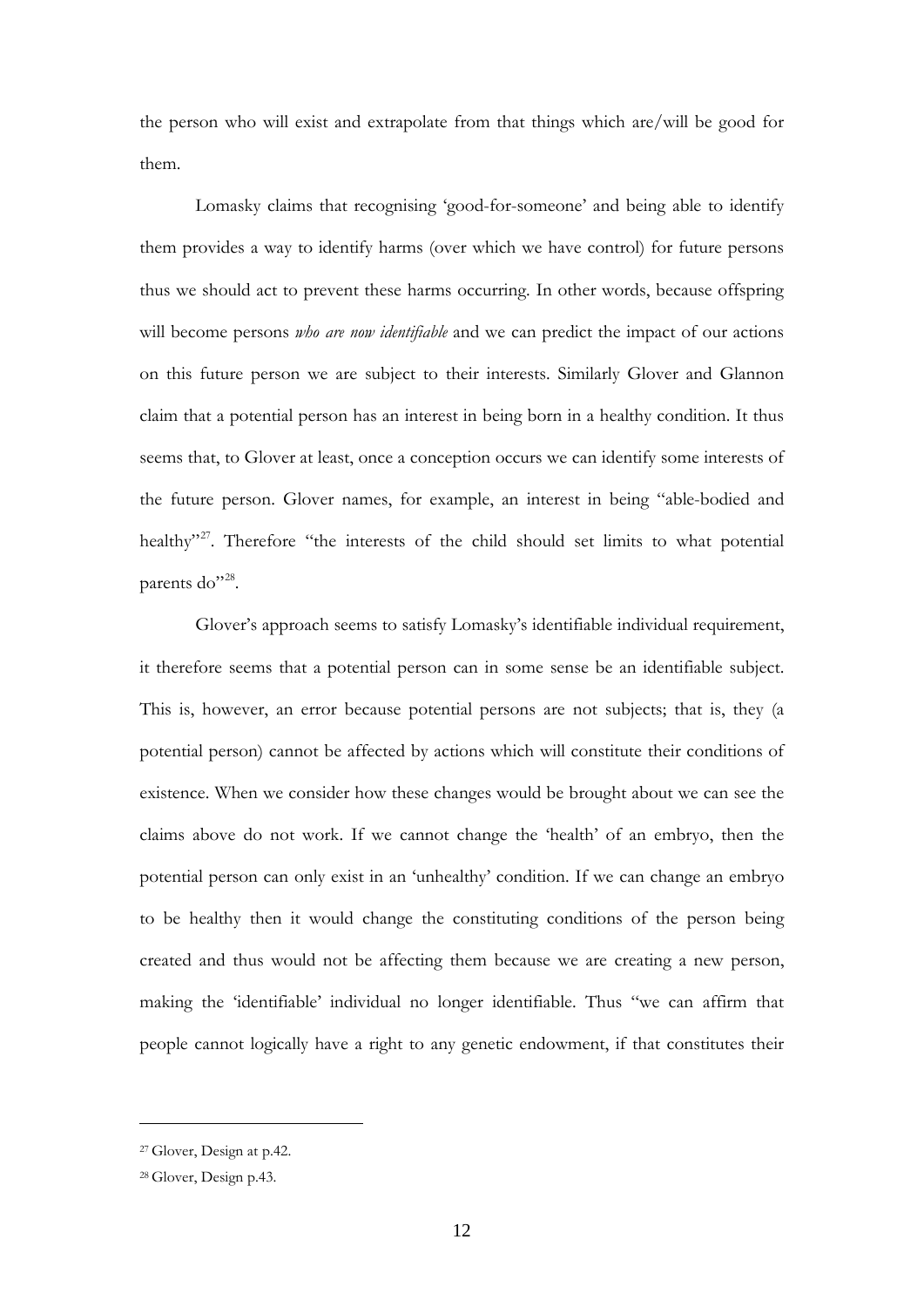the person who will exist and extrapolate from that things which are/will be good for them.

Lomasky claims that recognising 'good-for-someone' and being able to identify them provides a way to identify harms (over which we have control) for future persons thus we should act to prevent these harms occurring. In other words, because offspring will become persons *who are now identifiable* and we can predict the impact of our actions on this future person we are subject to their interests. Similarly Glover and Glannon claim that a potential person has an interest in being born in a healthy condition. It thus seems that, to Glover at least, once a conception occurs we can identify some interests of the future person. Glover names, for example, an interest in being "able-bodied and healthy"[27]. Therefore "the interests of the child should set limits to what potential parents do"[28].

Glover's approach seems to satisfy Lomasky's identifiable individual requirement, it therefore seems that a potential person can in some sense be an identifiable subject. This is, however, an error because potential persons are not subjects; that is, they (a potential person) cannot be affected by actions which will constitute their conditions of existence. When we consider how these changes would be brought about we can see the claims above do not work. If we cannot change the 'health' of an embryo, then the potential person can only exist in an 'unhealthy' condition. If we can change an embryo to be healthy then it would change the constituting conditions of the person being created and thus would not be affecting them because we are creating a new person, making the 'identifiable' individual no longer identifiable. Thus "we can affirm that people cannot logically have a right to any genetic endowment, if that constitutes their

---

[27] Glover, Design at p.42.

[28] Glover, Design p.43.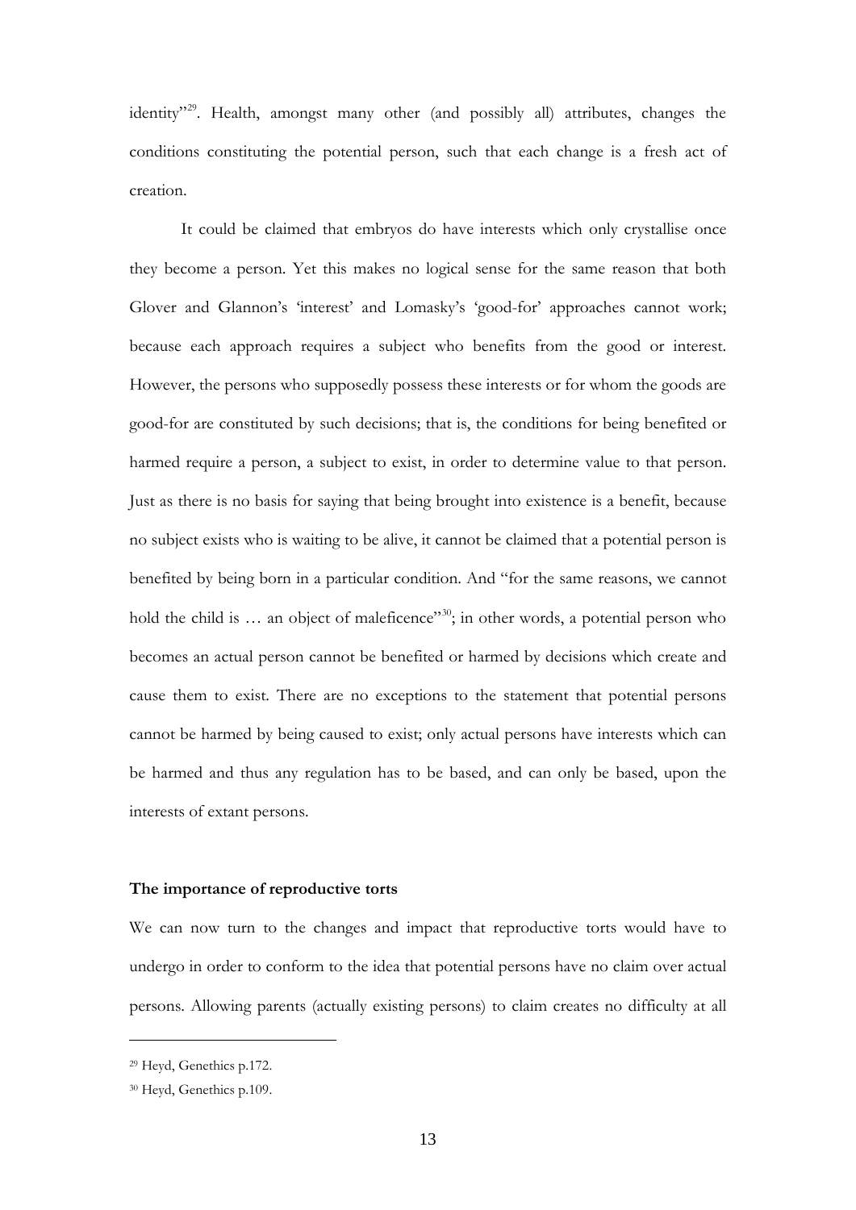identity"[29]. Health, amongst many other (and possibly all) attributes, changes the conditions constituting the potential person, such that each change is a fresh act of creation.

It could be claimed that embryos do have interests which only crystallise once they become a person. Yet this makes no logical sense for the same reason that both Glover and Glannon's 'interest' and Lomasky's 'good-for' approaches cannot work; because each approach requires a subject who benefits from the good or interest. However, the persons who supposedly possess these interests or for whom the goods are good-for are constituted by such decisions; that is, the conditions for being benefited or harmed require a person, a subject to exist, in order to determine value to that person. Just as there is no basis for saying that being brought into existence is a benefit, because no subject exists who is waiting to be alive, it cannot be claimed that a potential person is benefited by being born in a particular condition. And "for the same reasons, we cannot hold the child is … an object of maleficence"[30]; in other words, a potential person who becomes an actual person cannot be benefited or harmed by decisions which create and cause them to exist. There are no exceptions to the statement that potential persons cannot be harmed by being caused to exist; only actual persons have interests which can be harmed and thus any regulation has to be based, and can only be based, upon the interests of extant persons.

**The importance of reproductive torts**

We can now turn to the changes and impact that reproductive torts would have to undergo in order to conform to the idea that potential persons have no claim over actual persons. Allowing parents (actually existing persons) to claim creates no difficulty at all

[29] Heyd, Genethics p.172.

[30] Heyd, Genethics p.109.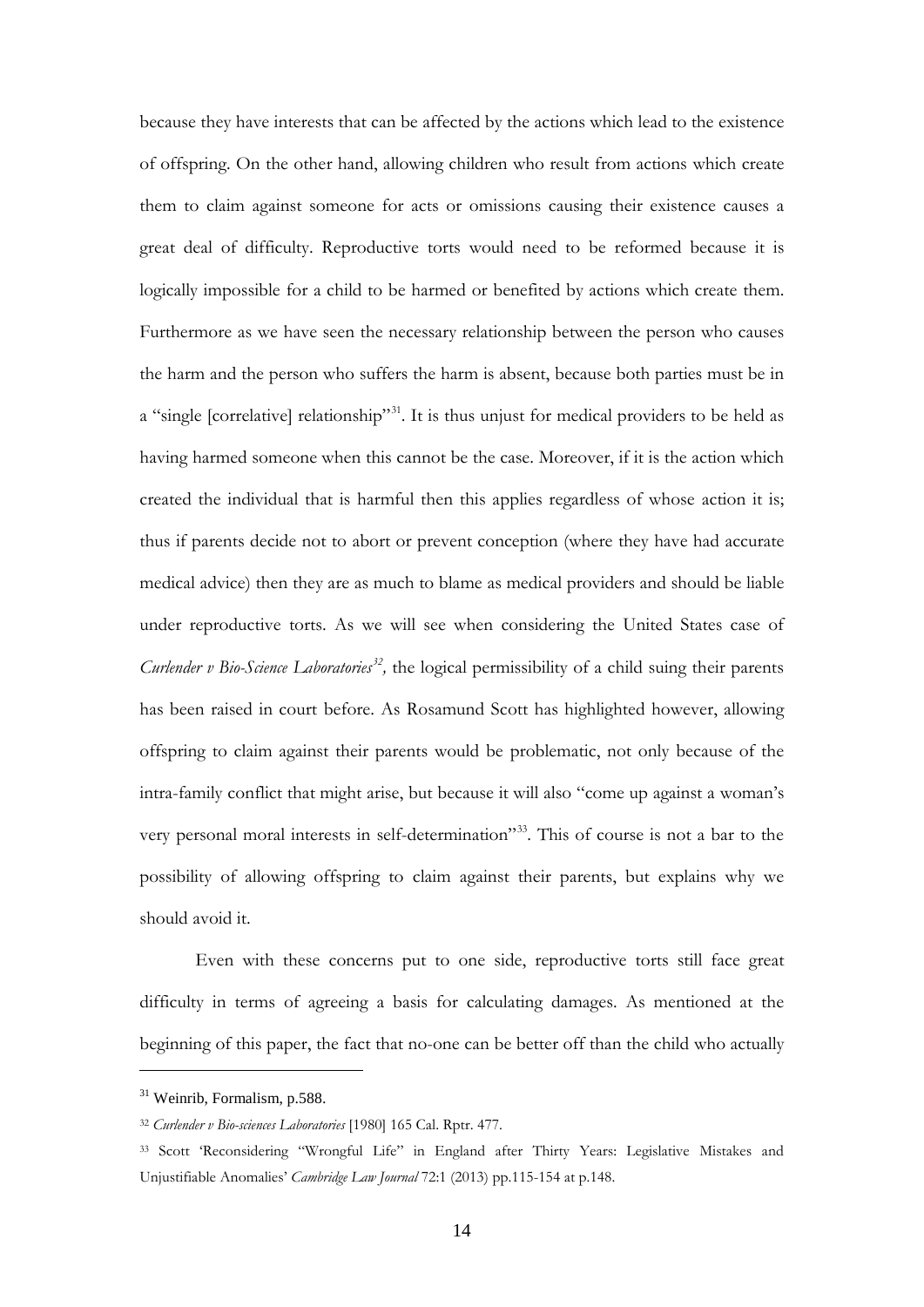because they have interests that can be affected by the actions which lead to the existence of offspring. On the other hand, allowing children who result from actions which create them to claim against someone for acts or omissions causing their existence causes a great deal of difficulty. Reproductive torts would need to be reformed because it is logically impossible for a child to be harmed or benefited by actions which create them. Furthermore as we have seen the necessary relationship between the person who causes the harm and the person who suffers the harm is absent, because both parties must be in a "single [correlative] relationship"[31]. It is thus unjust for medical providers to be held as having harmed someone when this cannot be the case. Moreover, if it is the action which created the individual that is harmful then this applies regardless of whose action it is; thus if parents decide not to abort or prevent conception (where they have had accurate medical advice) then they are as much to blame as medical providers and should be liable under reproductive torts. As we will see when considering the United States case of *Curlender v Bio-Science Laboratories*[32]*,* the logical permissibility of a child suing their parents has been raised in court before. As Rosamund Scott has highlighted however, allowing offspring to claim against their parents would be problematic, not only because of the intra-family conflict that might arise, but because it will also "come up against a woman's very personal moral interests in self-determination"[33]. This of course is not a bar to the possibility of allowing offspring to claim against their parents, but explains why we should avoid it.

Even with these concerns put to one side, reproductive torts still face great difficulty in terms of agreeing a basis for calculating damages. As mentioned at the beginning of this paper, the fact that no-one can be better off than the child who actually

---

[31] Weinrib, Formalism, p.588.

[32] *Curlender v Bio-sciences Laboratories* [1980] 165 Cal. Rptr. 477.

[33] Scott 'Reconsidering "Wrongful Life" in England after Thirty Years: Legislative Mistakes and Unjustifiable Anomalies' *Cambridge Law Journal* 72:1 (2013) pp.115-154 at p.148.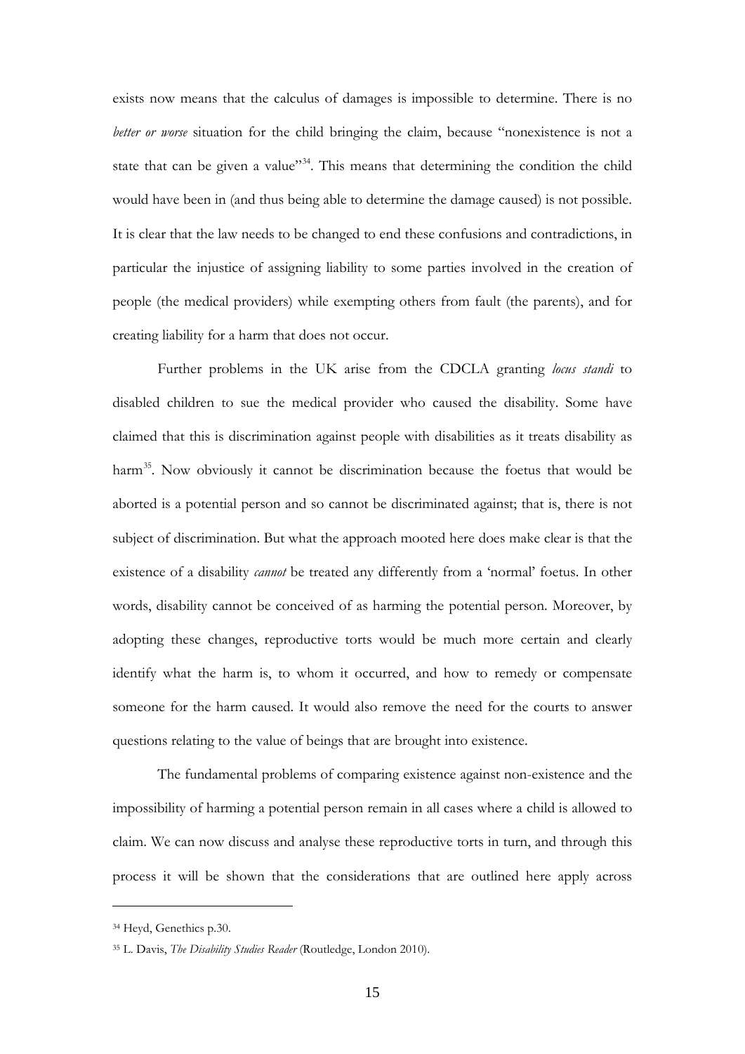exists now means that the calculus of damages is impossible to determine. There is no *better or worse* situation for the child bringing the claim, because "nonexistence is not a state that can be given a value"[34]. This means that determining the condition the child would have been in (and thus being able to determine the damage caused) is not possible. It is clear that the law needs to be changed to end these confusions and contradictions, in particular the injustice of assigning liability to some parties involved in the creation of people (the medical providers) while exempting others from fault (the parents), and for creating liability for a harm that does not occur.

Further problems in the UK arise from the CDCLA granting *locus standi* to disabled children to sue the medical provider who caused the disability. Some have claimed that this is discrimination against people with disabilities as it treats disability as harm[35]. Now obviously it cannot be discrimination because the foetus that would be aborted is a potential person and so cannot be discriminated against; that is, there is not subject of discrimination. But what the approach mooted here does make clear is that the existence of a disability *cannot* be treated any differently from a 'normal' foetus. In other words, disability cannot be conceived of as harming the potential person. Moreover, by adopting these changes, reproductive torts would be much more certain and clearly identify what the harm is, to whom it occurred, and how to remedy or compensate someone for the harm caused. It would also remove the need for the courts to answer questions relating to the value of beings that are brought into existence.

The fundamental problems of comparing existence against non-existence and the impossibility of harming a potential person remain in all cases where a child is allowed to claim. We can now discuss and analyse these reproductive torts in turn, and through this process it will be shown that the considerations that are outlined here apply across

---

[34] Heyd, Genethics p.30.

[35] L. Davis, *The Disability Studies Reader* (Routledge, London 2010).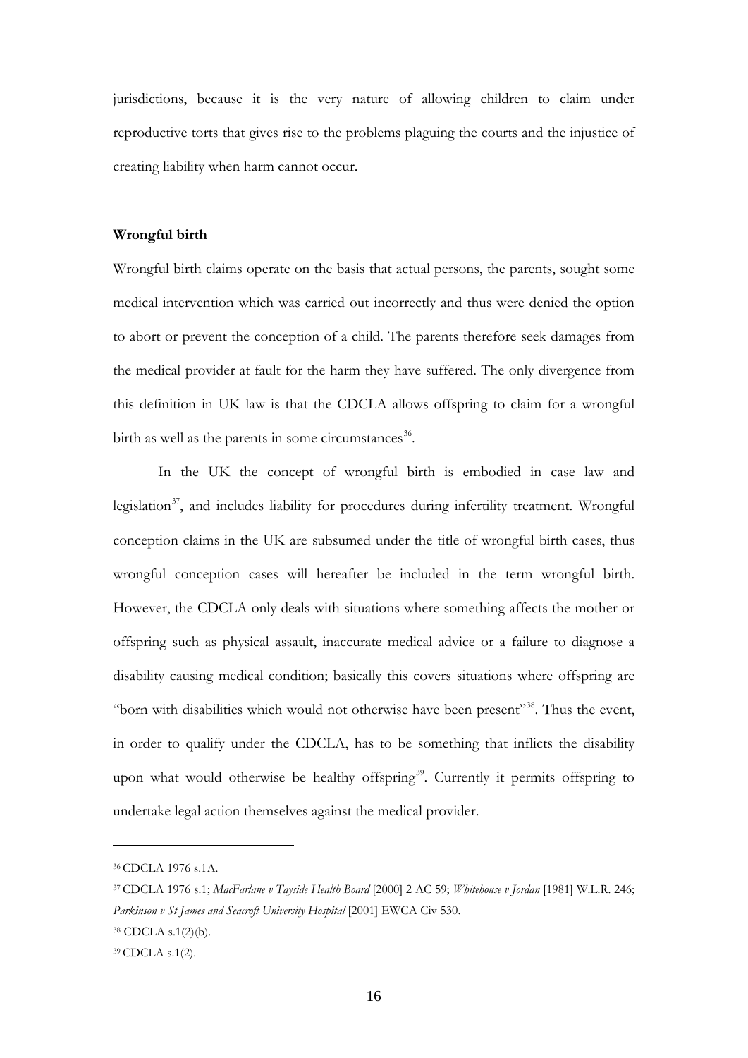jurisdictions, because it is the very nature of allowing children to claim under reproductive torts that gives rise to the problems plaguing the courts and the injustice of creating liability when harm cannot occur.

**Wrongful birth**

Wrongful birth claims operate on the basis that actual persons, the parents, sought some medical intervention which was carried out incorrectly and thus were denied the option to abort or prevent the conception of a child. The parents therefore seek damages from the medical provider at fault for the harm they have suffered. The only divergence from this definition in UK law is that the CDCLA allows offspring to claim for a wrongful birth as well as the parents in some circumstances[36].

In the UK the concept of wrongful birth is embodied in case law and legislation[37], and includes liability for procedures during infertility treatment. Wrongful conception claims in the UK are subsumed under the title of wrongful birth cases, thus wrongful conception cases will hereafter be included in the term wrongful birth. However, the CDCLA only deals with situations where something affects the mother or offspring such as physical assault, inaccurate medical advice or a failure to diagnose a disability causing medical condition; basically this covers situations where offspring are "born with disabilities which would not otherwise have been present"[38]. Thus the event, in order to qualify under the CDCLA, has to be something that inflicts the disability upon what would otherwise be healthy offspring[39]. Currently it permits offspring to undertake legal action themselves against the medical provider.

---

[36] CDCLA 1976 s.1A.

[37] CDCLA 1976 s.1; *MacFarlane v Tayside Health Board* [2000] 2 AC 59; *Whitehouse v Jordan* [1981] W.L.R. 246; *Parkinson v St James and Seacroft University Hospital* [2001] EWCA Civ 530.

[38] CDCLA s.1(2)(b).

[39] CDCLA s.1(2).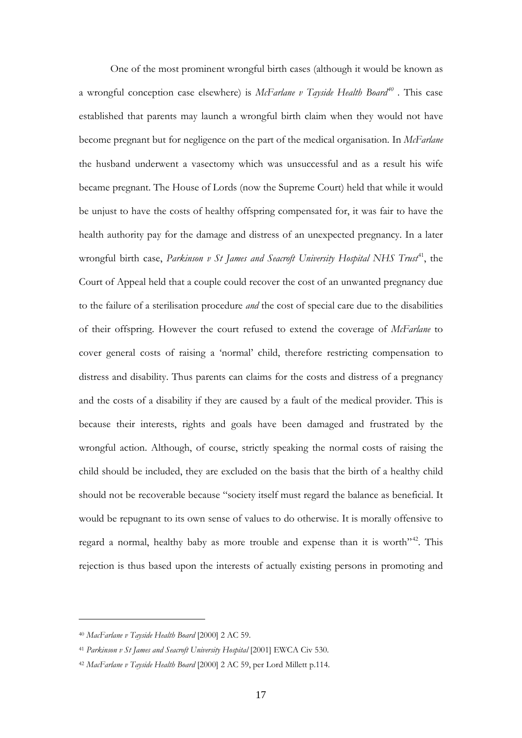One of the most prominent wrongful birth cases (although it would be known as a wrongful conception case elsewhere) is *McFarlane v Tayside Health Board*[40] . This case established that parents may launch a wrongful birth claim when they would not have become pregnant but for negligence on the part of the medical organisation. In *McFarlane* the husband underwent a vasectomy which was unsuccessful and as a result his wife became pregnant. The House of Lords (now the Supreme Court) held that while it would be unjust to have the costs of healthy offspring compensated for, it was fair to have the health authority pay for the damage and distress of an unexpected pregnancy. In a later wrongful birth case, *Parkinson v St James and Seacroft University Hospital NHS Trust*[41], the Court of Appeal held that a couple could recover the cost of an unwanted pregnancy due to the failure of a sterilisation procedure *and* the cost of special care due to the disabilities of their offspring. However the court refused to extend the coverage of *McFarlane* to cover general costs of raising a 'normal' child, therefore restricting compensation to distress and disability. Thus parents can claims for the costs and distress of a pregnancy and the costs of a disability if they are caused by a fault of the medical provider. This is because their interests, rights and goals have been damaged and frustrated by the wrongful action. Although, of course, strictly speaking the normal costs of raising the child should be included, they are excluded on the basis that the birth of a healthy child should not be recoverable because "society itself must regard the balance as beneficial. It would be repugnant to its own sense of values to do otherwise. It is morally offensive to regard a normal, healthy baby as more trouble and expense than it is worth"[42]. This rejection is thus based upon the interests of actually existing persons in promoting and

[40] *MacFarlane v Tayside Health Board* [2000] 2 AC 59.

[41] *Parkinson v St James and Seacroft University Hospital* [2001] EWCA Civ 530.

[42] *MacFarlane v Tayside Health Board* [2000] 2 AC 59, per Lord Millett p.114.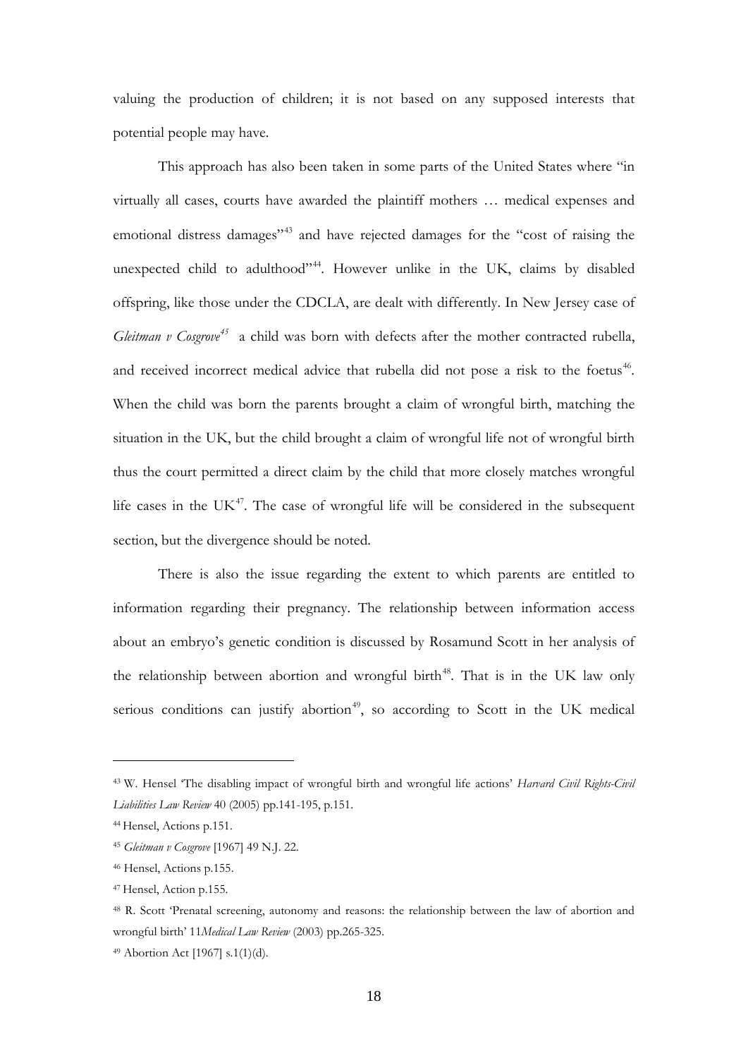valuing the production of children; it is not based on any supposed interests that potential people may have.

This approach has also been taken in some parts of the United States where "in virtually all cases, courts have awarded the plaintiff mothers … medical expenses and emotional distress damages"[43] and have rejected damages for the "cost of raising the unexpected child to adulthood"[44]. However unlike in the UK, claims by disabled offspring, like those under the CDCLA, are dealt with differently. In New Jersey case of *Gleitman v Cosgrove*[45] a child was born with defects after the mother contracted rubella, and received incorrect medical advice that rubella did not pose a risk to the foetus[46]. When the child was born the parents brought a claim of wrongful birth, matching the situation in the UK, but the child brought a claim of wrongful life not of wrongful birth thus the court permitted a direct claim by the child that more closely matches wrongful life cases in the UK[47]. The case of wrongful life will be considered in the subsequent section, but the divergence should be noted.

There is also the issue regarding the extent to which parents are entitled to information regarding their pregnancy. The relationship between information access about an embryo's genetic condition is discussed by Rosamund Scott in her analysis of the relationship between abortion and wrongful birth[48]. That is in the UK law only serious conditions can justify abortion[49], so according to Scott in the UK medical

---

[43] W. Hensel 'The disabling impact of wrongful birth and wrongful life actions' *Harvard Civil Rights-Civil Liabilities Law Review* 40 (2005) pp.141-195, p.151.

[44] Hensel, Actions p.151.

[45] *Gleitman v Cosgrove* [1967] 49 N.J. 22.

[46] Hensel, Actions p.155.

[47] Hensel, Action p.155.

[48] R. Scott 'Prenatal screening, autonomy and reasons: the relationship between the law of abortion and wrongful birth' 11*Medical Law Review* (2003) pp.265-325.

[49] Abortion Act [1967] s.1(1)(d).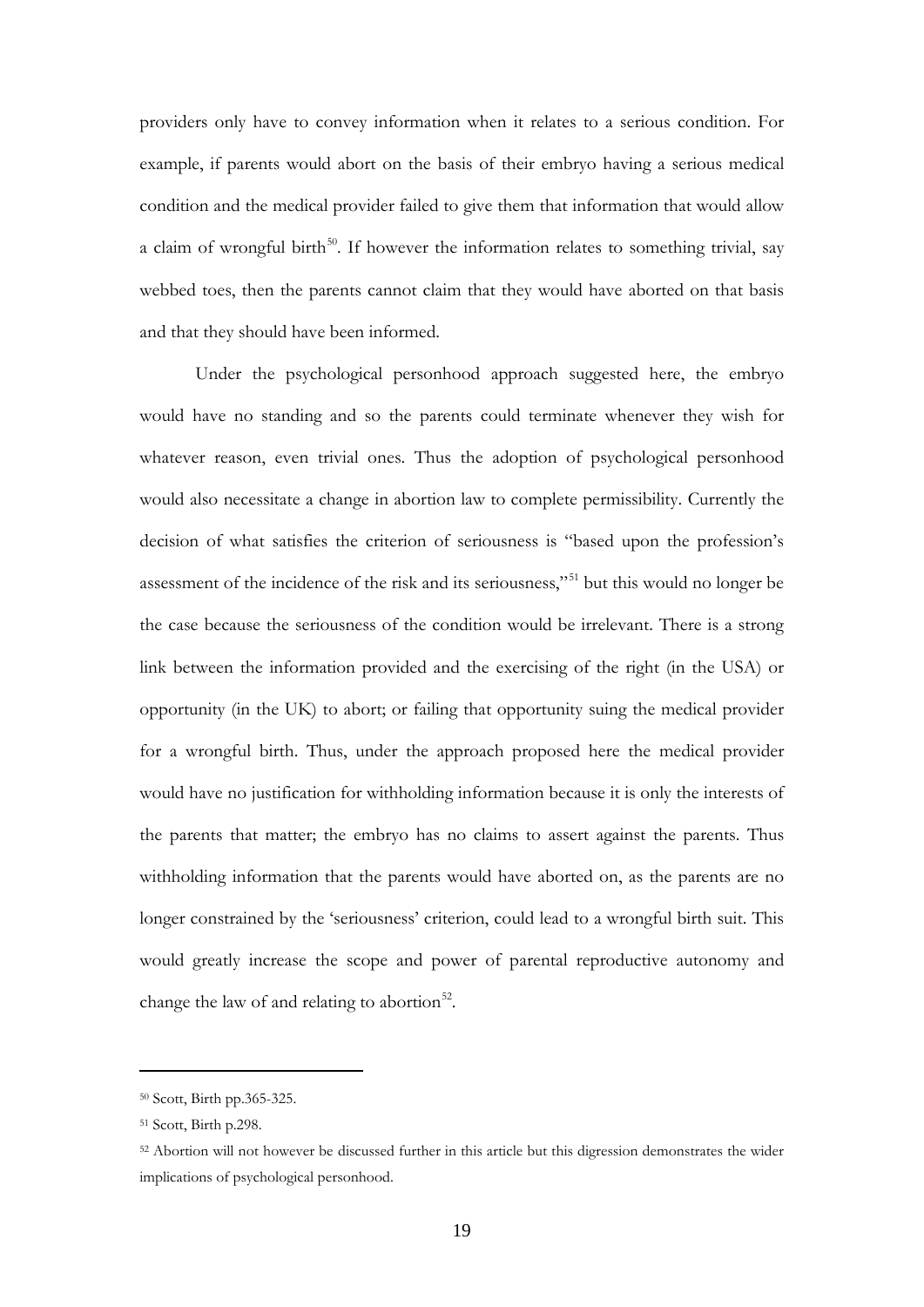providers only have to convey information when it relates to a serious condition. For example, if parents would abort on the basis of their embryo having a serious medical condition and the medical provider failed to give them that information that would allow a claim of wrongful birth[50]. If however the information relates to something trivial, say webbed toes, then the parents cannot claim that they would have aborted on that basis and that they should have been informed.

Under the psychological personhood approach suggested here, the embryo would have no standing and so the parents could terminate whenever they wish for whatever reason, even trivial ones. Thus the adoption of psychological personhood would also necessitate a change in abortion law to complete permissibility. Currently the decision of what satisfies the criterion of seriousness is "based upon the profession's assessment of the incidence of the risk and its seriousness,"[51] but this would no longer be the case because the seriousness of the condition would be irrelevant. There is a strong link between the information provided and the exercising of the right (in the USA) or opportunity (in the UK) to abort; or failing that opportunity suing the medical provider for a wrongful birth. Thus, under the approach proposed here the medical provider would have no justification for withholding information because it is only the interests of the parents that matter; the embryo has no claims to assert against the parents. Thus withholding information that the parents would have aborted on, as the parents are no longer constrained by the 'seriousness' criterion, could lead to a wrongful birth suit. This would greatly increase the scope and power of parental reproductive autonomy and change the law of and relating to abortion[52].

---

[50] Scott, Birth pp.365-325.

[51] Scott, Birth p.298.

[52] Abortion will not however be discussed further in this article but this digression demonstrates the wider implications of psychological personhood.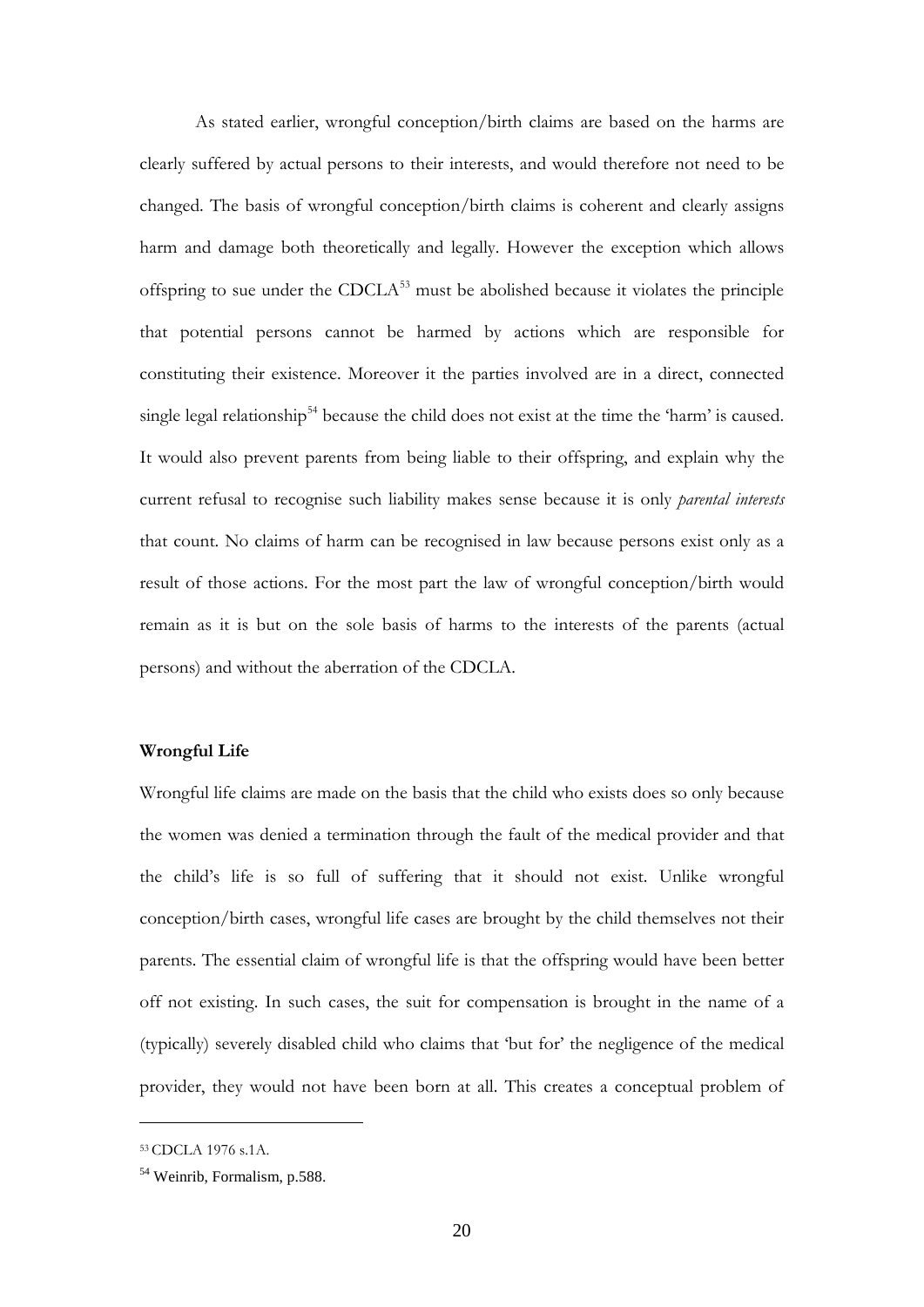As stated earlier, wrongful conception/birth claims are based on the harms are clearly suffered by actual persons to their interests, and would therefore not need to be changed. The basis of wrongful conception/birth claims is coherent and clearly assigns harm and damage both theoretically and legally. However the exception which allows offspring to sue under the CDCLA[53] must be abolished because it violates the principle that potential persons cannot be harmed by actions which are responsible for constituting their existence. Moreover it the parties involved are in a direct, connected single legal relationship[54] because the child does not exist at the time the 'harm' is caused. It would also prevent parents from being liable to their offspring, and explain why the current refusal to recognise such liability makes sense because it is only *parental interests* that count. No claims of harm can be recognised in law because persons exist only as a result of those actions. For the most part the law of wrongful conception/birth would remain as it is but on the sole basis of harms to the interests of the parents (actual persons) and without the aberration of the CDCLA.

**Wrongful Life**

Wrongful life claims are made on the basis that the child who exists does so only because the women was denied a termination through the fault of the medical provider and that the child's life is so full of suffering that it should not exist. Unlike wrongful conception/birth cases, wrongful life cases are brought by the child themselves not their parents. The essential claim of wrongful life is that the offspring would have been better off not existing. In such cases, the suit for compensation is brought in the name of a (typically) severely disabled child who claims that 'but for' the negligence of the medical provider, they would not have been born at all. This creates a conceptual problem of

---

[53] CDCLA 1976 s.1A.

[54] Weinrib, Formalism, p.588.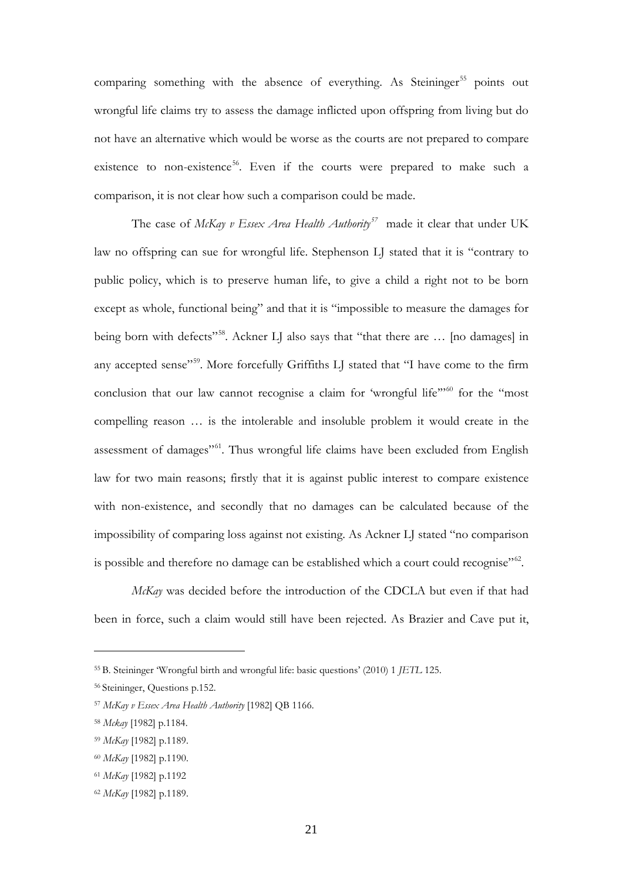comparing something with the absence of everything. As Steininger[55] points out wrongful life claims try to assess the damage inflicted upon offspring from living but do not have an alternative which would be worse as the courts are not prepared to compare existence to non-existence[56]. Even if the courts were prepared to make such a comparison, it is not clear how such a comparison could be made.

The case of *McKay v Essex Area Health Authority*[57] made it clear that under UK law no offspring can sue for wrongful life. Stephenson LJ stated that it is "contrary to public policy, which is to preserve human life, to give a child a right not to be born except as whole, functional being" and that it is "impossible to measure the damages for being born with defects"[58]. Ackner LJ also says that "that there are … [no damages] in any accepted sense"[59]. More forcefully Griffiths LJ stated that "I have come to the firm conclusion that our law cannot recognise a claim for 'wrongful life'"[60] for the "most compelling reason … is the intolerable and insoluble problem it would create in the assessment of damages"[61]. Thus wrongful life claims have been excluded from English law for two main reasons; firstly that it is against public interest to compare existence with non-existence, and secondly that no damages can be calculated because of the impossibility of comparing loss against not existing. As Ackner LJ stated "no comparison is possible and therefore no damage can be established which a court could recognise"[62].

*McKay* was decided before the introduction of the CDCLA but even if that had been in force, such a claim would still have been rejected. As Brazier and Cave put it,

---

[55] B. Steininger 'Wrongful birth and wrongful life: basic questions' (2010) 1 *JETL* 125.

[56] Steininger, Questions p.152.

[57] *McKay v Essex Area Health Authority* [1982] QB 1166.

[58] *Mckay* [1982] p.1184.

[59] *McKay* [1982] p.1189.

[60] *McKay* [1982] p.1190.

[61] *McKay* [1982] p.1192

[62] *McKay* [1982] p.1189.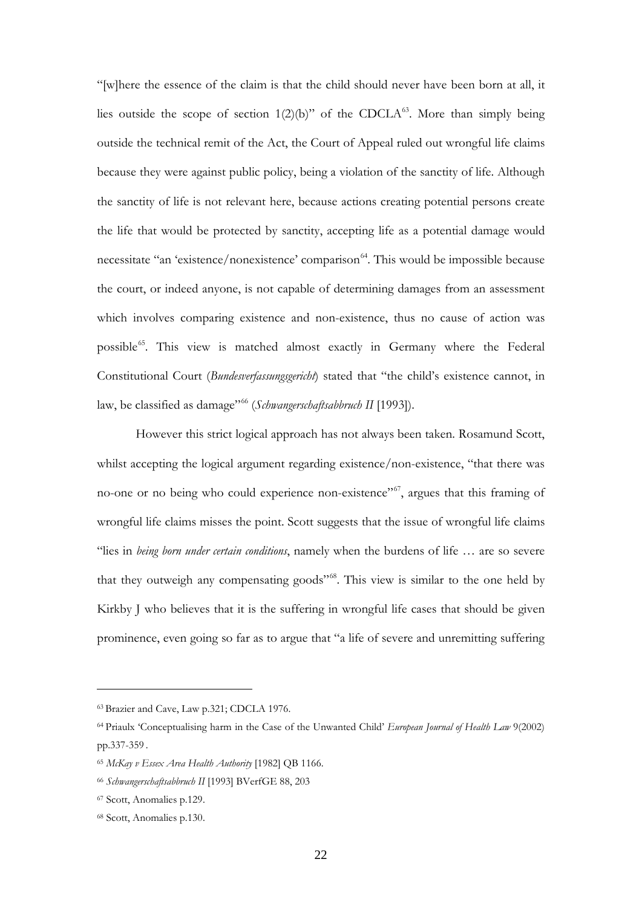"[w]here the essence of the claim is that the child should never have been born at all, it lies outside the scope of section 1(2)(b)" of the CDCLA[63]. More than simply being outside the technical remit of the Act, the Court of Appeal ruled out wrongful life claims because they were against public policy, being a violation of the sanctity of life. Although the sanctity of life is not relevant here, because actions creating potential persons create the life that would be protected by sanctity, accepting life as a potential damage would necessitate "an 'existence/nonexistence' comparison[64]. This would be impossible because the court, or indeed anyone, is not capable of determining damages from an assessment which involves comparing existence and non-existence, thus no cause of action was possible[65]. This view is matched almost exactly in Germany where the Federal Constitutional Court (*Bundesverfassungsgericht*) stated that "the child's existence cannot, in law, be classified as damage"[66] (*Schwangerschaftsabbruch II* [1993]).

However this strict logical approach has not always been taken. Rosamund Scott, whilst accepting the logical argument regarding existence/non-existence, "that there was no-one or no being who could experience non-existence"[67], argues that this framing of wrongful life claims misses the point. Scott suggests that the issue of wrongful life claims "lies in *being born under certain conditions*, namely when the burdens of life … are so severe that they outweigh any compensating goods"[68]. This view is similar to the one held by Kirkby J who believes that it is the suffering in wrongful life cases that should be given prominence, even going so far as to argue that "a life of severe and unremitting suffering

---

[63] Brazier and Cave, Law p.321; CDCLA 1976.

[64] Priaulx 'Conceptualising harm in the Case of the Unwanted Child' *European Journal of Health Law* 9(2002) pp.337-359.

[65] *McKay v Essex Area Health Authority* [1982] QB 1166.

[66] *Schwangerschaftsabbruch II* [1993] BVerfGE 88, 203

[67] Scott, Anomalies p.129.

[68] Scott, Anomalies p.130.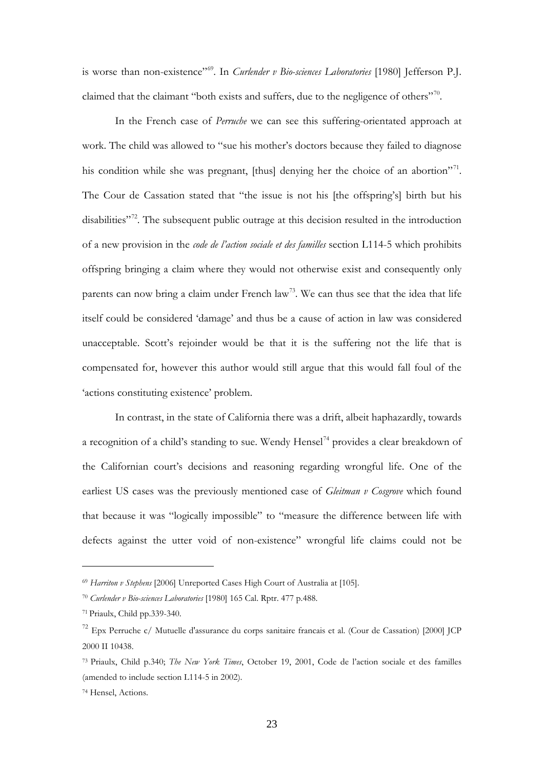is worse than non-existence"[69]. In *Curlender v Bio-sciences Laboratories* [1980] Jefferson P.J. claimed that the claimant "both exists and suffers, due to the negligence of others"[70].

In the French case of *Perruche* we can see this suffering-orientated approach at work. The child was allowed to "sue his mother's doctors because they failed to diagnose his condition while she was pregnant, [thus] denying her the choice of an abortion"[71]. The Cour de Cassation stated that "the issue is not his [the offspring's] birth but his disabilities"[72]. The subsequent public outrage at this decision resulted in the introduction of a new provision in the *code de l'action sociale et des familles* section L114-5 which prohibits offspring bringing a claim where they would not otherwise exist and consequently only parents can now bring a claim under French law[73]. We can thus see that the idea that life itself could be considered 'damage' and thus be a cause of action in law was considered unacceptable. Scott's rejoinder would be that it is the suffering not the life that is compensated for, however this author would still argue that this would fall foul of the 'actions constituting existence' problem.

In contrast, in the state of California there was a drift, albeit haphazardly, towards a recognition of a child's standing to sue. Wendy Hensel[74] provides a clear breakdown of the Californian court's decisions and reasoning regarding wrongful life. One of the earliest US cases was the previously mentioned case of *Gleitman v Cosgrove* which found that because it was "logically impossible" to "measure the difference between life with defects against the utter void of non-existence" wrongful life claims could not be

---

[69] *Harriton v Stephens* [2006] Unreported Cases High Court of Australia at [105].

[70] *Curlender v Bio-sciences Laboratories* [1980] 165 Cal. Rptr. 477 p.488.

[71] Priaulx, Child pp.339-340.

[72] Epx Perruche c/ Mutuelle d'assurance du corps sanitaire francais et al. (Cour de Cassation) [2000] JCP 2000 II 10438.

[73] Priaulx, Child p.340; *The New York Times*, October 19, 2001, Code de l'action sociale et des familles (amended to include section L114-5 in 2002).

[74] Hensel, Actions.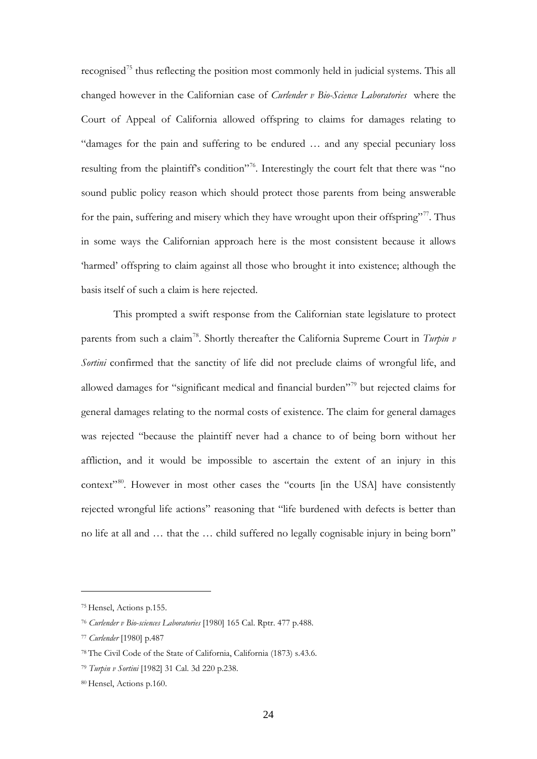recognised[75] thus reflecting the position most commonly held in judicial systems. This all changed however in the Californian case of *Curlender v Bio-Science Laboratories* where the Court of Appeal of California allowed offspring to claims for damages relating to "damages for the pain and suffering to be endured … and any special pecuniary loss resulting from the plaintiff's condition"[76]. Interestingly the court felt that there was "no sound public policy reason which should protect those parents from being answerable for the pain, suffering and misery which they have wrought upon their offspring"[77]. Thus in some ways the Californian approach here is the most consistent because it allows 'harmed' offspring to claim against all those who brought it into existence; although the basis itself of such a claim is here rejected.

This prompted a swift response from the Californian state legislature to protect parents from such a claim[78]. Shortly thereafter the California Supreme Court in *Turpin v Sortini* confirmed that the sanctity of life did not preclude claims of wrongful life, and allowed damages for "significant medical and financial burden"[79] but rejected claims for general damages relating to the normal costs of existence. The claim for general damages was rejected "because the plaintiff never had a chance to of being born without her affliction, and it would be impossible to ascertain the extent of an injury in this context"[80]. However in most other cases the "courts [in the USA] have consistently rejected wrongful life actions" reasoning that "life burdened with defects is better than no life at all and … that the … child suffered no legally cognisable injury in being born"

---

[75] Hensel, Actions p.155.

[76] *Curlender v Bio-sciences Laboratories* [1980] 165 Cal. Rptr. 477 p.488.

[77] *Curlender* [1980] p.487

[78] The Civil Code of the State of California, California (1873) s.43.6.

[79] *Turpin v Sortini* [1982] 31 Cal. 3d 220 p.238.

[80] Hensel, Actions p.160.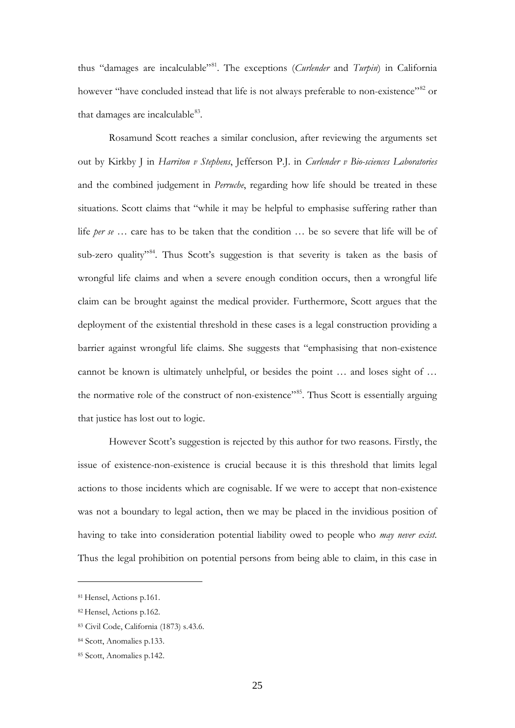thus "damages are incalculable"[81]. The exceptions (*Curlender* and *Turpin*) in California however "have concluded instead that life is not always preferable to non-existence"[82] or that damages are incalculable[83].

Rosamund Scott reaches a similar conclusion, after reviewing the arguments set out by Kirkby J in *Harriton v Stephens*, Jefferson P.J. in *Curlender v Bio-sciences Laboratories* and the combined judgement in *Perruche*, regarding how life should be treated in these situations. Scott claims that "while it may be helpful to emphasise suffering rather than life *per se* … care has to be taken that the condition … be so severe that life will be of sub-zero quality"[84]. Thus Scott's suggestion is that severity is taken as the basis of wrongful life claims and when a severe enough condition occurs, then a wrongful life claim can be brought against the medical provider. Furthermore, Scott argues that the deployment of the existential threshold in these cases is a legal construction providing a barrier against wrongful life claims. She suggests that "emphasising that non-existence cannot be known is ultimately unhelpful, or besides the point … and loses sight of … the normative role of the construct of non-existence"[85]. Thus Scott is essentially arguing that justice has lost out to logic.

However Scott's suggestion is rejected by this author for two reasons. Firstly, the issue of existence-non-existence is crucial because it is this threshold that limits legal actions to those incidents which are cognisable. If we were to accept that non-existence was not a boundary to legal action, then we may be placed in the invidious position of having to take into consideration potential liability owed to people who *may never exist*. Thus the legal prohibition on potential persons from being able to claim, in this case in

---

[81] Hensel, Actions p.161.

[82] Hensel, Actions p.162.

[83] Civil Code, California (1873) s.43.6.

[84] Scott, Anomalies p.133.

[85] Scott, Anomalies p.142.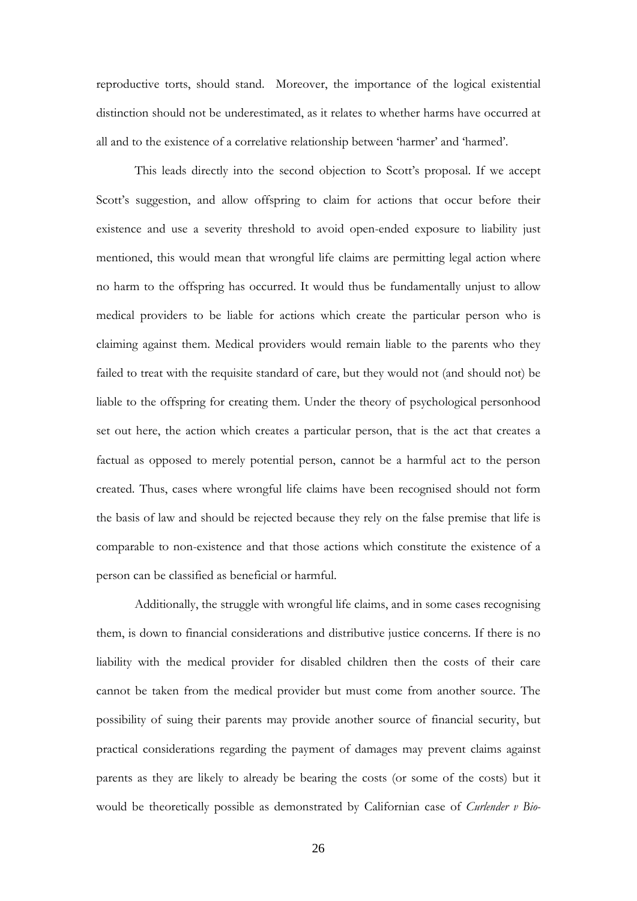reproductive torts, should stand. Moreover, the importance of the logical existential distinction should not be underestimated, as it relates to whether harms have occurred at all and to the existence of a correlative relationship between 'harmer' and 'harmed'.

This leads directly into the second objection to Scott's proposal. If we accept Scott's suggestion, and allow offspring to claim for actions that occur before their existence and use a severity threshold to avoid open-ended exposure to liability just mentioned, this would mean that wrongful life claims are permitting legal action where no harm to the offspring has occurred. It would thus be fundamentally unjust to allow medical providers to be liable for actions which create the particular person who is claiming against them. Medical providers would remain liable to the parents who they failed to treat with the requisite standard of care, but they would not (and should not) be liable to the offspring for creating them. Under the theory of psychological personhood set out here, the action which creates a particular person, that is the act that creates a factual as opposed to merely potential person, cannot be a harmful act to the person created. Thus, cases where wrongful life claims have been recognised should not form the basis of law and should be rejected because they rely on the false premise that life is comparable to non-existence and that those actions which constitute the existence of a person can be classified as beneficial or harmful.

Additionally, the struggle with wrongful life claims, and in some cases recognising them, is down to financial considerations and distributive justice concerns. If there is no liability with the medical provider for disabled children then the costs of their care cannot be taken from the medical provider but must come from another source. The possibility of suing their parents may provide another source of financial security, but practical considerations regarding the payment of damages may prevent claims against parents as they are likely to already be bearing the costs (or some of the costs) but it would be theoretically possible as demonstrated by Californian case of *Curlender v Bio-*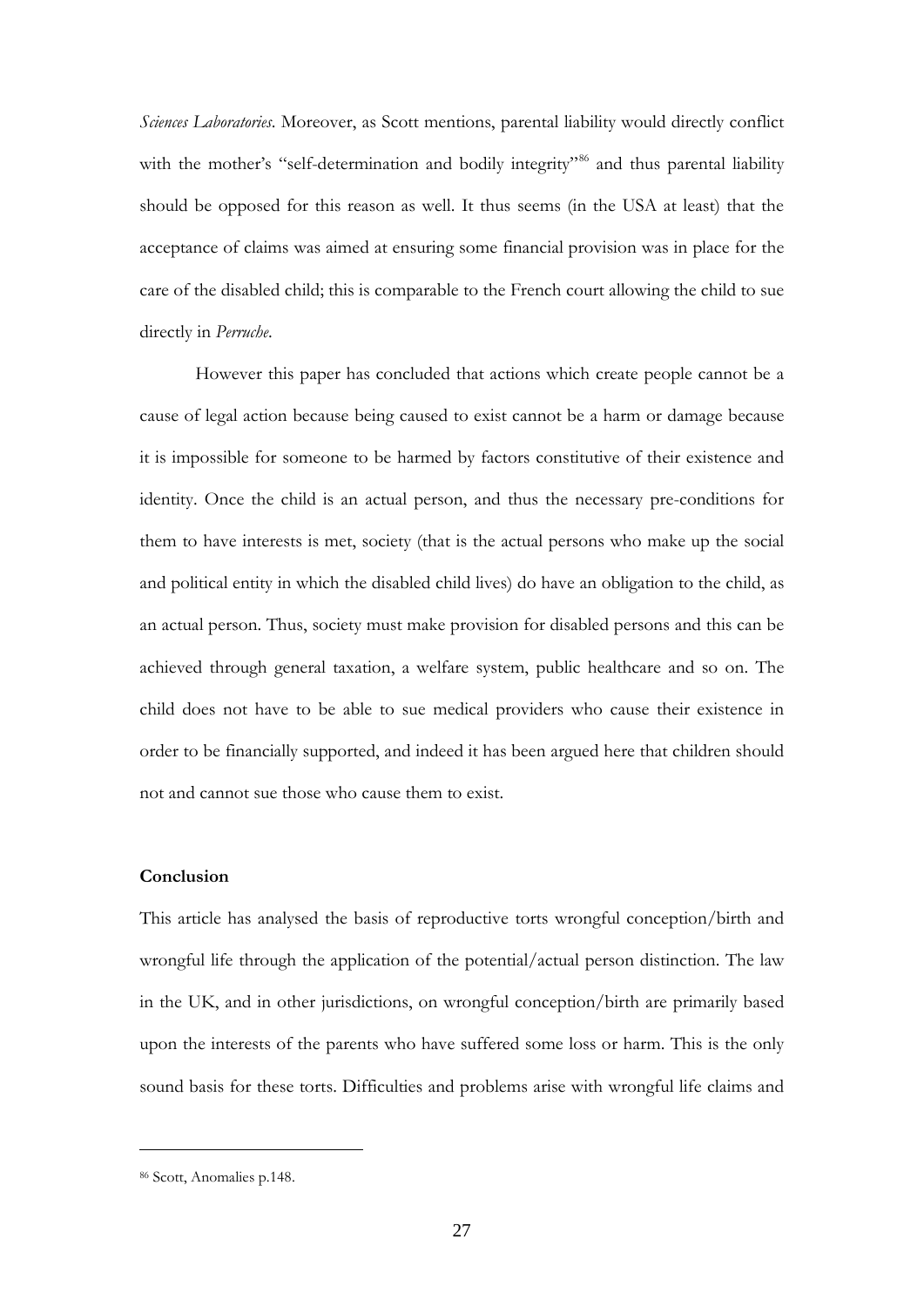*Sciences Laboratories*. Moreover, as Scott mentions, parental liability would directly conflict with the mother's "self-determination and bodily integrity"[86] and thus parental liability should be opposed for this reason as well. It thus seems (in the USA at least) that the acceptance of claims was aimed at ensuring some financial provision was in place for the care of the disabled child; this is comparable to the French court allowing the child to sue directly in *Perruche*.

However this paper has concluded that actions which create people cannot be a cause of legal action because being caused to exist cannot be a harm or damage because it is impossible for someone to be harmed by factors constitutive of their existence and identity. Once the child is an actual person, and thus the necessary pre-conditions for them to have interests is met, society (that is the actual persons who make up the social and political entity in which the disabled child lives) do have an obligation to the child, as an actual person. Thus, society must make provision for disabled persons and this can be achieved through general taxation, a welfare system, public healthcare and so on. The child does not have to be able to sue medical providers who cause their existence in order to be financially supported, and indeed it has been argued here that children should not and cannot sue those who cause them to exist.

## Conclusion

This article has analysed the basis of reproductive torts wrongful conception/birth and wrongful life through the application of the potential/actual person distinction. The law in the UK, and in other jurisdictions, on wrongful conception/birth are primarily based upon the interests of the parents who have suffered some loss or harm. This is the only sound basis for these torts. Difficulties and problems arise with wrongful life claims and

---

[86] Scott, Anomalies p.148.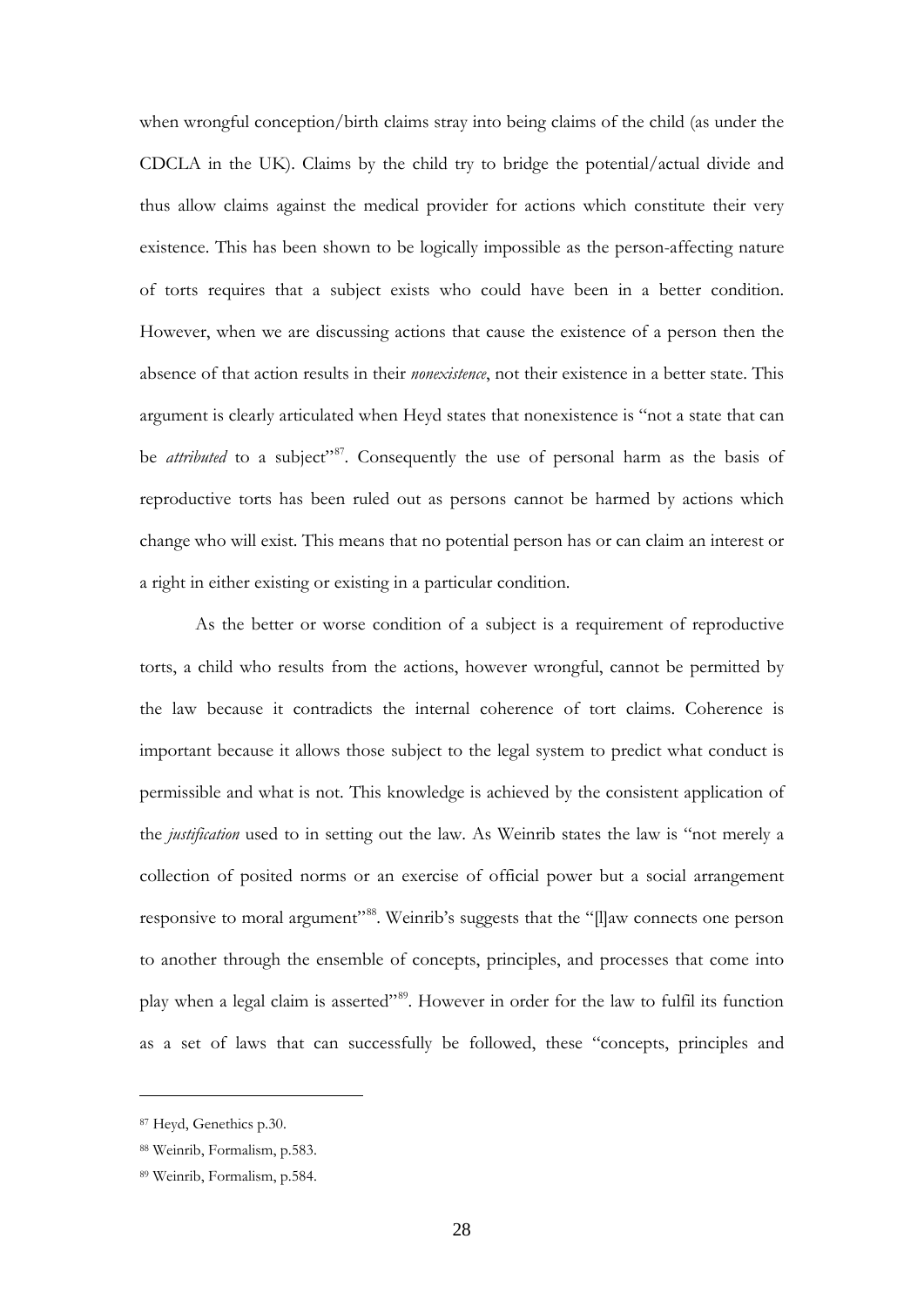when wrongful conception/birth claims stray into being claims of the child (as under the CDCLA in the UK). Claims by the child try to bridge the potential/actual divide and thus allow claims against the medical provider for actions which constitute their very existence. This has been shown to be logically impossible as the person-affecting nature of torts requires that a subject exists who could have been in a better condition. However, when we are discussing actions that cause the existence of a person then the absence of that action results in their *nonexistence*, not their existence in a better state. This argument is clearly articulated when Heyd states that nonexistence is "not a state that can be *attributed* to a subject"[87]. Consequently the use of personal harm as the basis of reproductive torts has been ruled out as persons cannot be harmed by actions which change who will exist. This means that no potential person has or can claim an interest or a right in either existing or existing in a particular condition.

As the better or worse condition of a subject is a requirement of reproductive torts, a child who results from the actions, however wrongful, cannot be permitted by the law because it contradicts the internal coherence of tort claims. Coherence is important because it allows those subject to the legal system to predict what conduct is permissible and what is not. This knowledge is achieved by the consistent application of the *justification* used to in setting out the law. As Weinrib states the law is "not merely a collection of posited norms or an exercise of official power but a social arrangement responsive to moral argument"[88]. Weinrib's suggests that the "[l]aw connects one person to another through the ensemble of concepts, principles, and processes that come into play when a legal claim is asserted"[89]. However in order for the law to fulfil its function as a set of laws that can successfully be followed, these "concepts, principles and

---

[87] Heyd, Genethics p.30.

[88] Weinrib, Formalism, p.583.

[89] Weinrib, Formalism, p.584.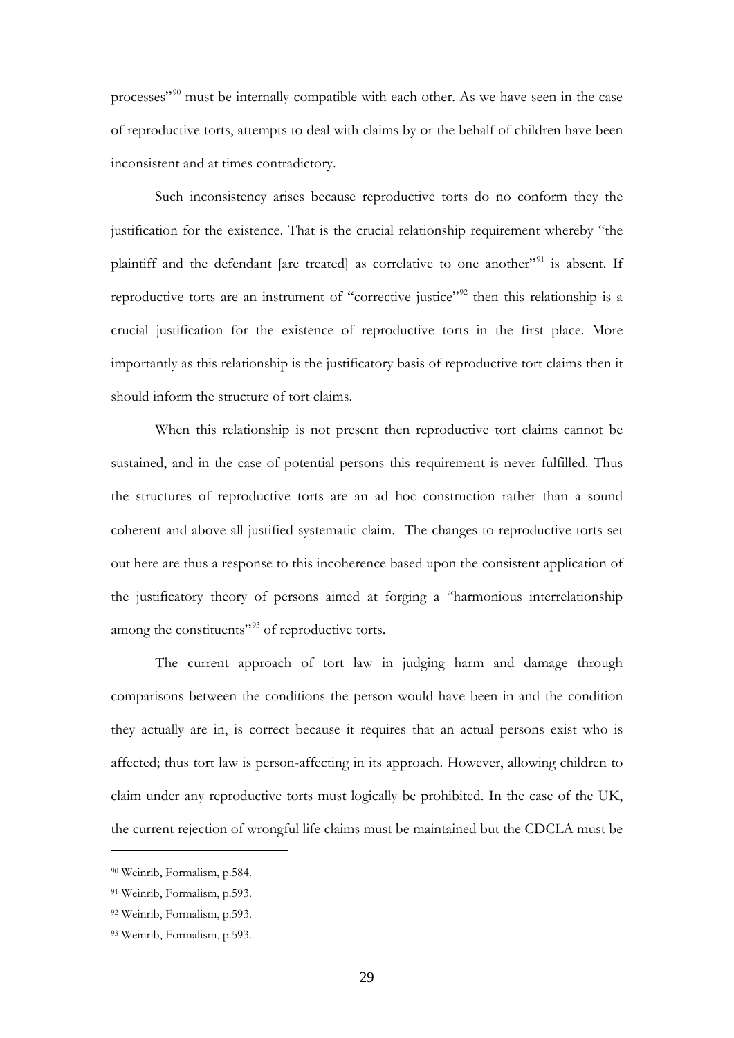processes"[90] must be internally compatible with each other. As we have seen in the case of reproductive torts, attempts to deal with claims by or the behalf of children have been inconsistent and at times contradictory.

Such inconsistency arises because reproductive torts do no conform they the justification for the existence. That is the crucial relationship requirement whereby "the plaintiff and the defendant [are treated] as correlative to one another"[91] is absent. If reproductive torts are an instrument of "corrective justice"[92] then this relationship is a crucial justification for the existence of reproductive torts in the first place. More importantly as this relationship is the justificatory basis of reproductive tort claims then it should inform the structure of tort claims.

When this relationship is not present then reproductive tort claims cannot be sustained, and in the case of potential persons this requirement is never fulfilled. Thus the structures of reproductive torts are an ad hoc construction rather than a sound coherent and above all justified systematic claim. The changes to reproductive torts set out here are thus a response to this incoherence based upon the consistent application of the justificatory theory of persons aimed at forging a "harmonious interrelationship among the constituents"[93] of reproductive torts.

The current approach of tort law in judging harm and damage through comparisons between the conditions the person would have been in and the condition they actually are in, is correct because it requires that an actual persons exist who is affected; thus tort law is person-affecting in its approach. However, allowing children to claim under any reproductive torts must logically be prohibited. In the case of the UK, the current rejection of wrongful life claims must be maintained but the CDCLA must be

---

[90] Weinrib, Formalism, p.584.

[91] Weinrib, Formalism, p.593.

[92] Weinrib, Formalism, p.593.

[93] Weinrib, Formalism, p.593.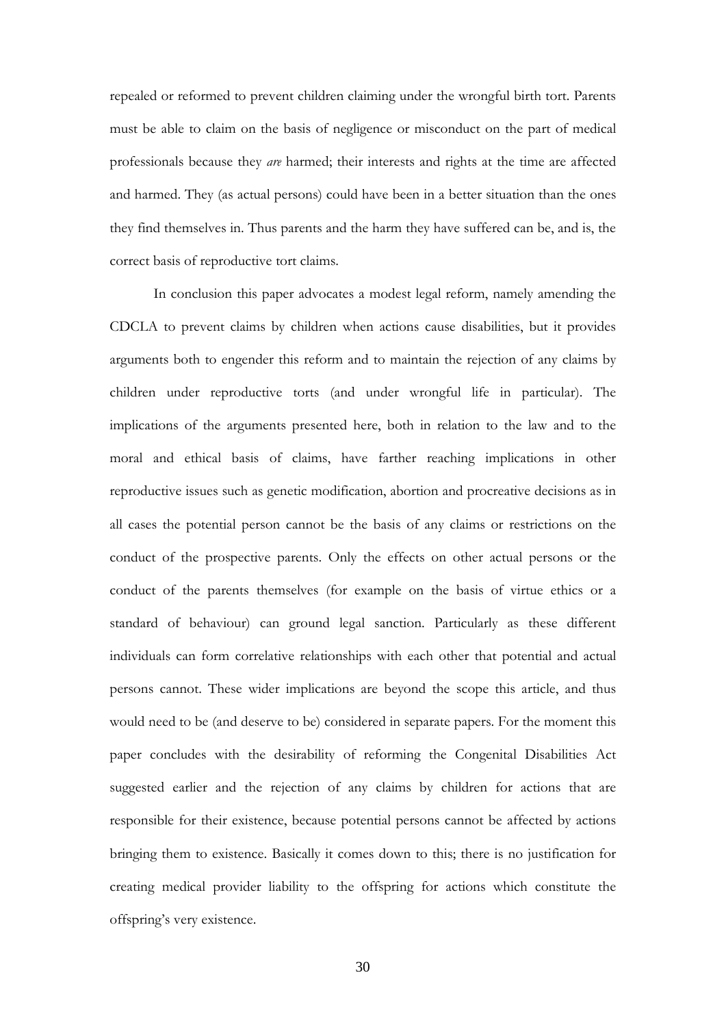repealed or reformed to prevent children claiming under the wrongful birth tort. Parents must be able to claim on the basis of negligence or misconduct on the part of medical professionals because they *are* harmed; their interests and rights at the time are affected and harmed. They (as actual persons) could have been in a better situation than the ones they find themselves in. Thus parents and the harm they have suffered can be, and is, the correct basis of reproductive tort claims.

In conclusion this paper advocates a modest legal reform, namely amending the CDCLA to prevent claims by children when actions cause disabilities, but it provides arguments both to engender this reform and to maintain the rejection of any claims by children under reproductive torts (and under wrongful life in particular). The implications of the arguments presented here, both in relation to the law and to the moral and ethical basis of claims, have farther reaching implications in other reproductive issues such as genetic modification, abortion and procreative decisions as in all cases the potential person cannot be the basis of any claims or restrictions on the conduct of the prospective parents. Only the effects on other actual persons or the conduct of the parents themselves (for example on the basis of virtue ethics or a standard of behaviour) can ground legal sanction. Particularly as these different individuals can form correlative relationships with each other that potential and actual persons cannot. These wider implications are beyond the scope this article, and thus would need to be (and deserve to be) considered in separate papers. For the moment this paper concludes with the desirability of reforming the Congenital Disabilities Act suggested earlier and the rejection of any claims by children for actions that are responsible for their existence, because potential persons cannot be affected by actions bringing them to existence. Basically it comes down to this; there is no justification for creating medical provider liability to the offspring for actions which constitute the offspring's very existence.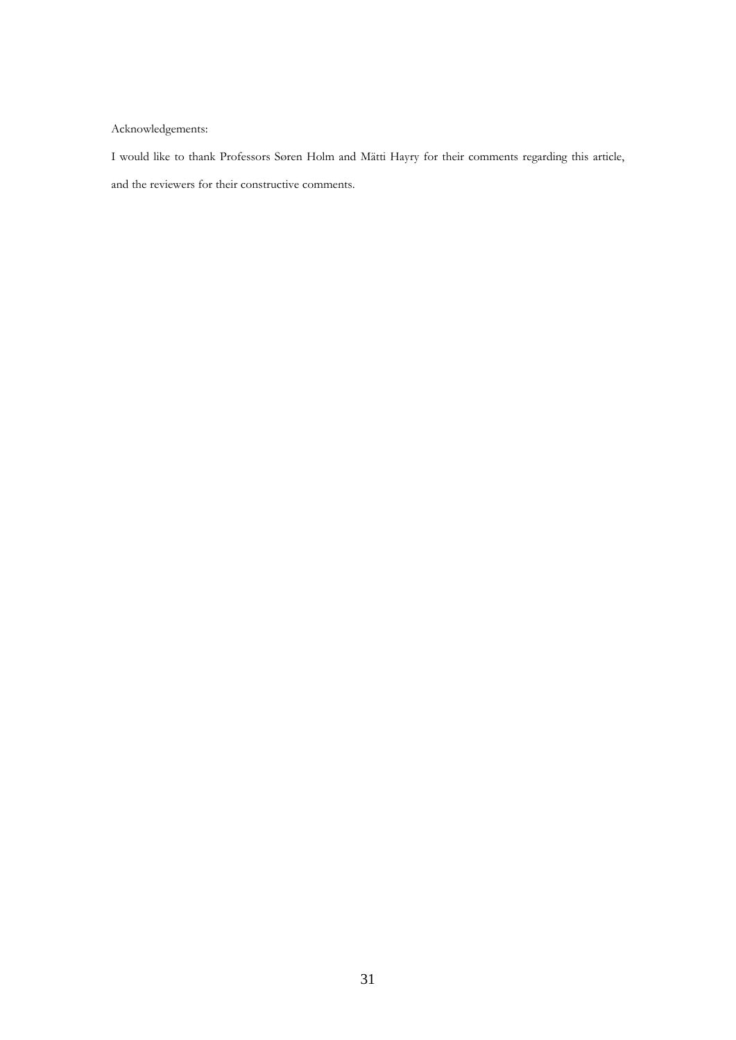Acknowledgements:

I would like to thank Professors Søren Holm and Mätti Hayry for their comments regarding this article, and the reviewers for their constructive comments.